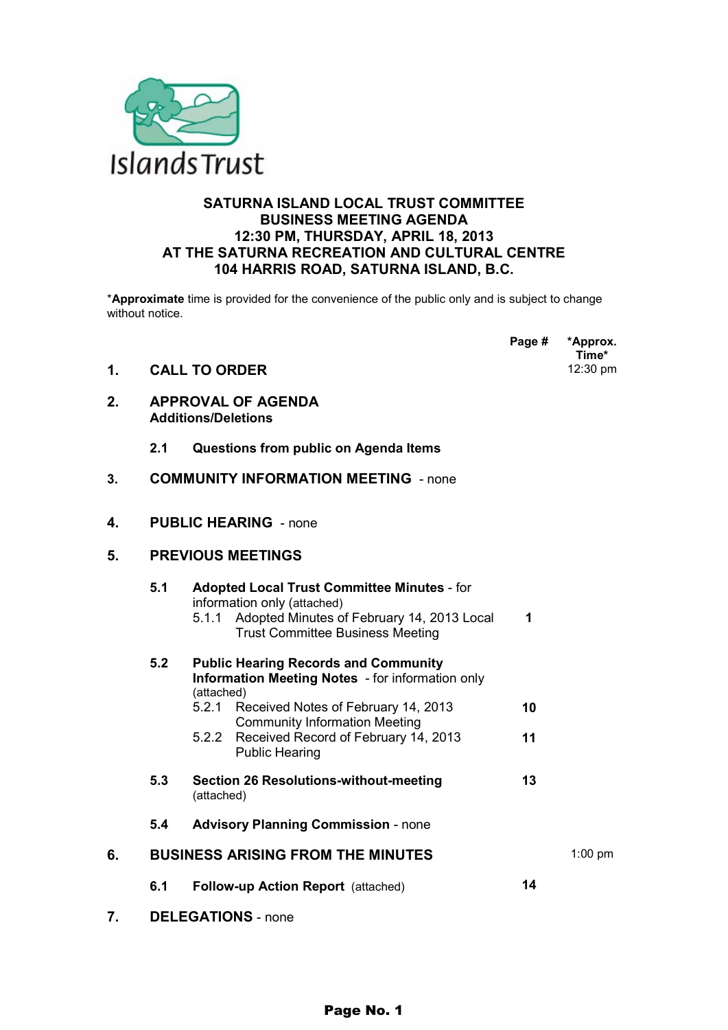Islands Trust

# SATURNA ISLAND LOCAL TRUST COMMITTEE
## BUSINESS MEETING AGENDA
## 12:30 PM, THURSDAY, APRIL 18, 2013
## AT THE SATURNA RECREATION AND CULTURAL CENTRE
## 104 HARRIS ROAD, SATURNA ISLAND, B.C.

*__Approximate__ time is provided for the convenience of the public only and is subject to change without notice.

| | | Page # | *Approx. Time* |
|---|---|---|---|
| **1.** | **CALL TO ORDER** | | 12:30 pm |
| **2.** | **APPROVAL OF AGENDA** **Additions/Deletions** | | |
| | **2.1 Questions from public on Agenda Items** | | |
| **3.** | **COMMUNITY INFORMATION MEETING** - none | | |
| **4.** | **PUBLIC HEARING** - none | | |
| **5.** | **PREVIOUS MEETINGS** | | |
| | **5.1 Adopted Local Trust Committee Minutes** - for information only (attached) | | |
| | 5.1.1 Adopted Minutes of February 14, 2013 Local Trust Committee Business Meeting | **1** | |
| | **5.2 Public Hearing Records and Community Information Meeting Notes** - for information only (attached) | | |
| | 5.2.1 Received Notes of February 14, 2013 Community Information Meeting | **10** | |
| | 5.2.2 Received Record of February 14, 2013 Public Hearing | **11** | |
| | **5.3 Section 26 Resolutions-without-meeting** (attached) | **13** | |
| | **5.4 Advisory Planning Commission** - none | | |
| **6.** | **BUSINESS ARISING FROM THE MINUTES** | | 1:00 pm |
| | **6.1 Follow-up Action Report** (attached) | **14** | |
| **7.** | **DELEGATIONS** - none | | |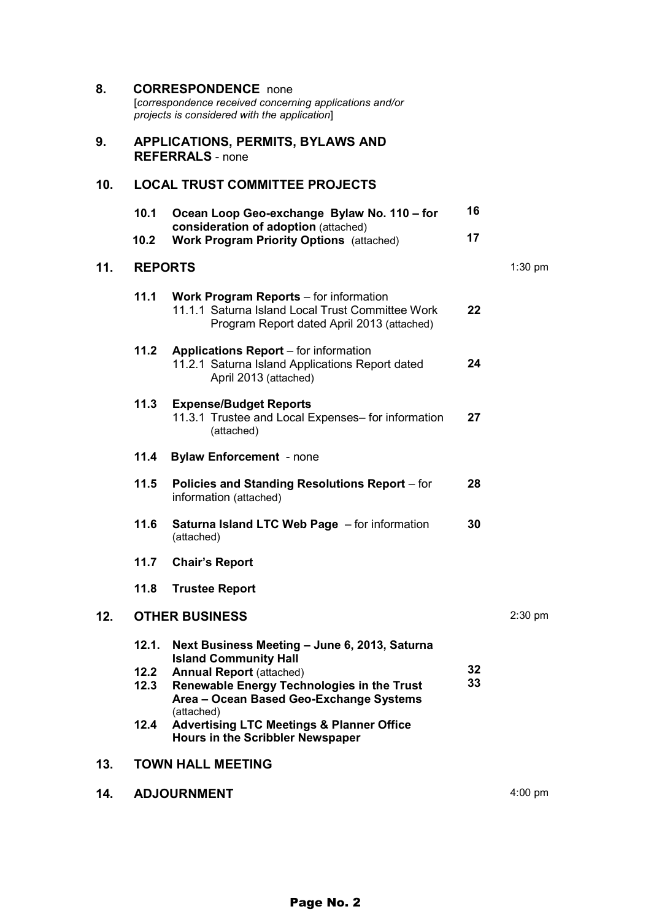**8. CORRESPONDENCE** none
[*correspondence received concerning applications and/or projects is considered with the application*]

**9. APPLICATIONS, PERMITS, BYLAWS AND REFERRALS** - none

**10. LOCAL TRUST COMMITTEE PROJECTS**

| | | Page | Time |
|---|---|---|---|
| **10.1** | **Ocean Loop Geo-exchange Bylaw No. 110 – for consideration of adoption** (attached) | **16** | |
| **10.2** | **Work Program Priority Options** (attached) | **17** | |

**11. REPORTS** — 1:30 pm

| | | Page |
|---|---|---|
| **11.1** | **Work Program Reports** – for information<br>11.1.1 Saturna Island Local Trust Committee Work Program Report dated April 2013 (attached) | **22** |
| **11.2** | **Applications Report** – for information<br>11.2.1 Saturna Island Applications Report dated April 2013 (attached) | **24** |
| **11.3** | **Expense/Budget Reports**<br>11.3.1 Trustee and Local Expenses– for information (attached) | **27** |
| **11.4** | **Bylaw Enforcement** - none | |
| **11.5** | **Policies and Standing Resolutions Report** – for information (attached) | **28** |
| **11.6** | **Saturna Island LTC Web Page** – for information (attached) | **30** |
| **11.7** | **Chair's Report** | |
| **11.8** | **Trustee Report** | |

**12. OTHER BUSINESS** — 2:30 pm

| | | Page |
|---|---|---|
| **12.1.** | **Next Business Meeting – June 6, 2013, Saturna Island Community Hall** | |
| **12.2** | **Annual Report** (attached) | **32** |
| **12.3** | **Renewable Energy Technologies in the Trust Area – Ocean Based Geo-Exchange Systems** (attached) | **33** |
| **12.4** | **Advertising LTC Meetings & Planner Office Hours in the Scribbler Newspaper** | |

**13. TOWN HALL MEETING**

**14. ADJOURNMENT** — 4:00 pm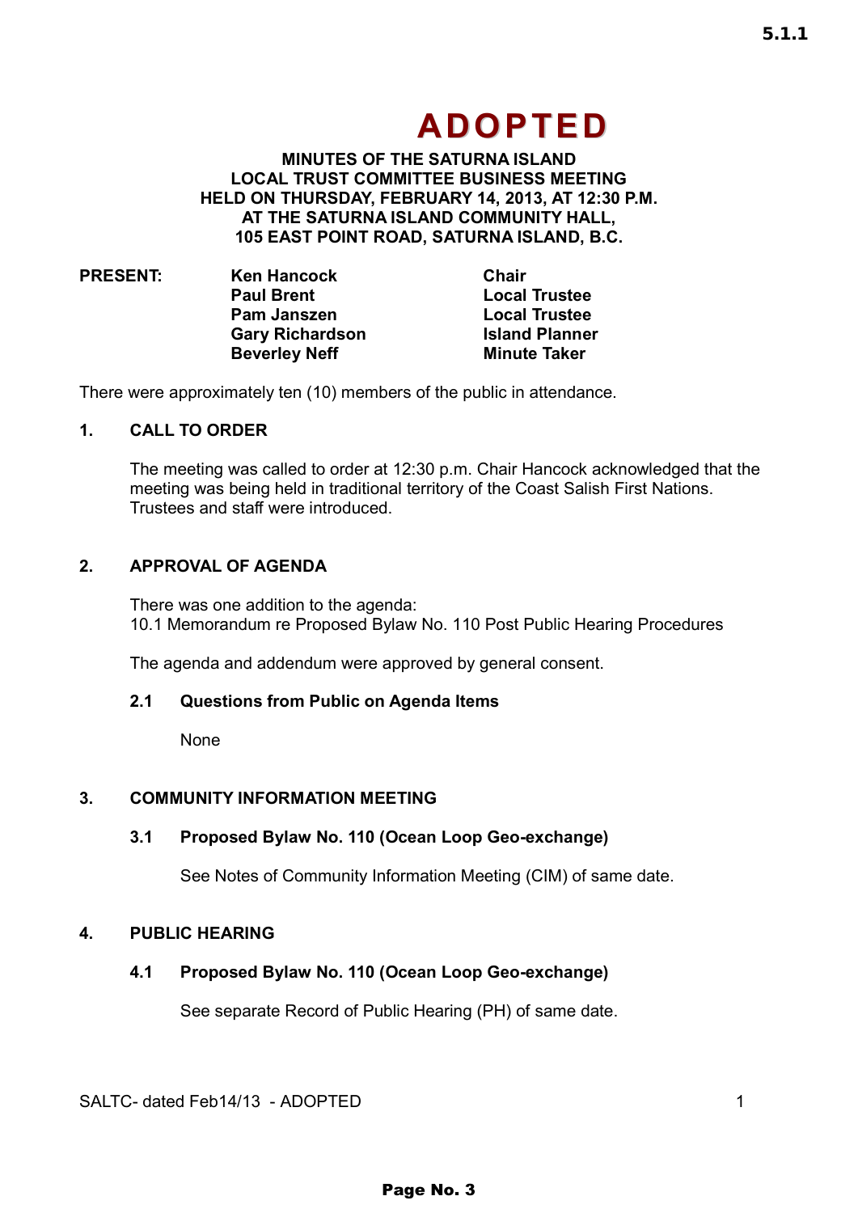# ADOPTED

**MINUTES OF THE SATURNA ISLAND LOCAL TRUST COMMITTEE BUSINESS MEETING HELD ON THURSDAY, FEBRUARY 14, 2013, AT 12:30 P.M. AT THE SATURNA ISLAND COMMUNITY HALL, 105 EAST POINT ROAD, SATURNA ISLAND, B.C.**

| **PRESENT:** | **Ken Hancock** | **Chair** |
|---|---|---|
| | **Paul Brent** | **Local Trustee** |
| | **Pam Janszen** | **Local Trustee** |
| | **Gary Richardson** | **Island Planner** |
| | **Beverley Neff** | **Minute Taker** |

There were approximately ten (10) members of the public in attendance.

## 1. CALL TO ORDER

The meeting was called to order at 12:30 p.m. Chair Hancock acknowledged that the meeting was being held in traditional territory of the Coast Salish First Nations. Trustees and staff were introduced.

## 2. APPROVAL OF AGENDA

There was one addition to the agenda:
10.1 Memorandum re Proposed Bylaw No. 110 Post Public Hearing Procedures

The agenda and addendum were approved by general consent.

### 2.1 Questions from Public on Agenda Items

None

## 3. COMMUNITY INFORMATION MEETING

### 3.1 Proposed Bylaw No. 110 (Ocean Loop Geo-exchange)

See Notes of Community Information Meeting (CIM) of same date.

## 4. PUBLIC HEARING

### 4.1 Proposed Bylaw No. 110 (Ocean Loop Geo-exchange)

See separate Record of Public Hearing (PH) of same date.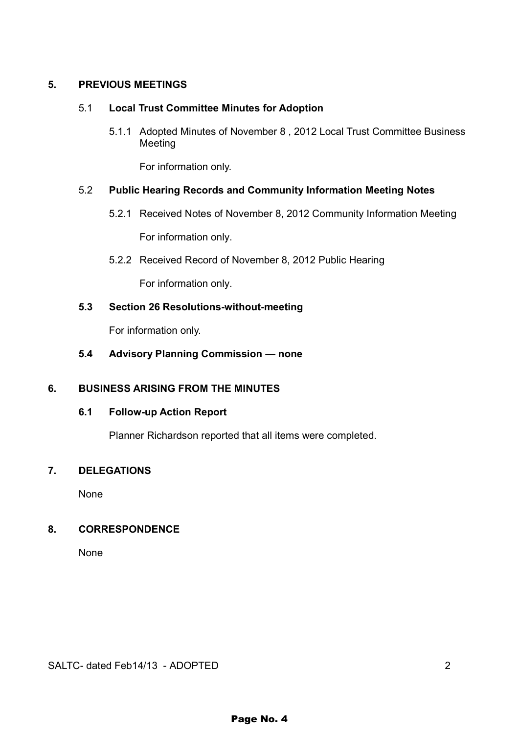## 5. PREVIOUS MEETINGS

### 5.1 Local Trust Committee Minutes for Adoption

5.1.1 Adopted Minutes of November 8 , 2012 Local Trust Committee Business Meeting

For information only.

### 5.2 Public Hearing Records and Community Information Meeting Notes

5.2.1 Received Notes of November 8, 2012 Community Information Meeting

For information only.

5.2.2 Received Record of November 8, 2012 Public Hearing

For information only.

### 5.3 Section 26 Resolutions-without-meeting

For information only.

### 5.4 Advisory Planning Commission — none

## 6. BUSINESS ARISING FROM THE MINUTES

### 6.1 Follow-up Action Report

Planner Richardson reported that all items were completed.

## 7. DELEGATIONS

None

## 8. CORRESPONDENCE

None

SALTC- dated Feb14/13 - ADOPTED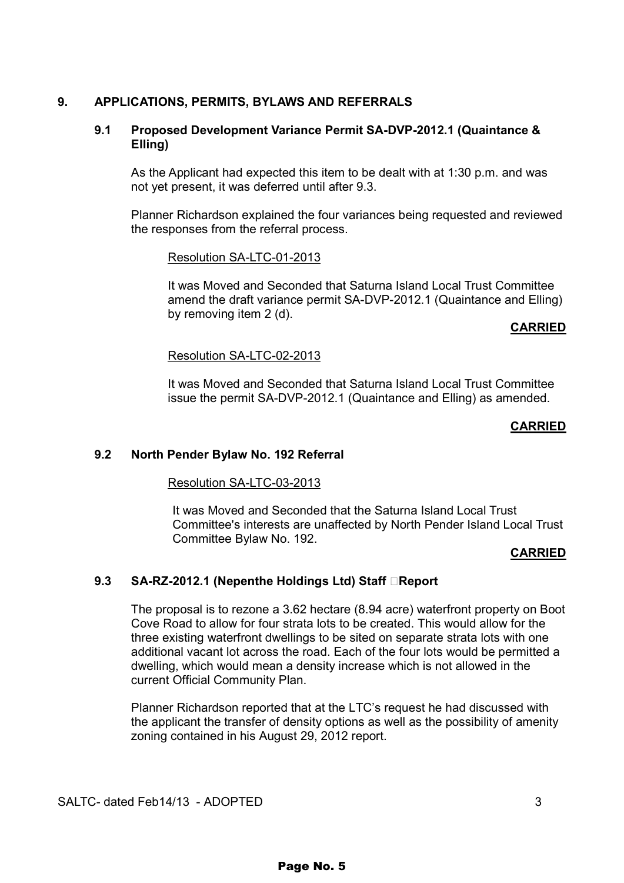## 9. APPLICATIONS, PERMITS, BYLAWS AND REFERRALS

### 9.1 Proposed Development Variance Permit SA-DVP-2012.1 (Quaintance & Elling)

As the Applicant had expected this item to be dealt with at 1:30 p.m. and was not yet present, it was deferred until after 9.3.

Planner Richardson explained the four variances being requested and reviewed the responses from the referral process.

Resolution SA-LTC-01-2013

It was Moved and Seconded that Saturna Island Local Trust Committee amend the draft variance permit SA-DVP-2012.1 (Quaintance and Elling) by removing item 2 (d).

**CARRIED**

Resolution SA-LTC-02-2013

It was Moved and Seconded that Saturna Island Local Trust Committee issue the permit SA-DVP-2012.1 (Quaintance and Elling) as amended.

**CARRIED**

### 9.2 North Pender Bylaw No. 192 Referral

Resolution SA-LTC-03-2013

It was Moved and Seconded that the Saturna Island Local Trust Committee's interests are unaffected by North Pender Island Local Trust Committee Bylaw No. 192.

**CARRIED**

### 9.3 SA-RZ-2012.1 (Nepenthe Holdings Ltd) Staff Report

The proposal is to rezone a 3.62 hectare (8.94 acre) waterfront property on Boot Cove Road to allow for four strata lots to be created. This would allow for the three existing waterfront dwellings to be sited on separate strata lots with one additional vacant lot across the road. Each of the four lots would be permitted a dwelling, which would mean a density increase which is not allowed in the current Official Community Plan.

Planner Richardson reported that at the LTC's request he had discussed with the applicant the transfer of density options as well as the possibility of amenity zoning contained in his August 29, 2012 report.

SALTC- dated Feb14/13 - ADOPTED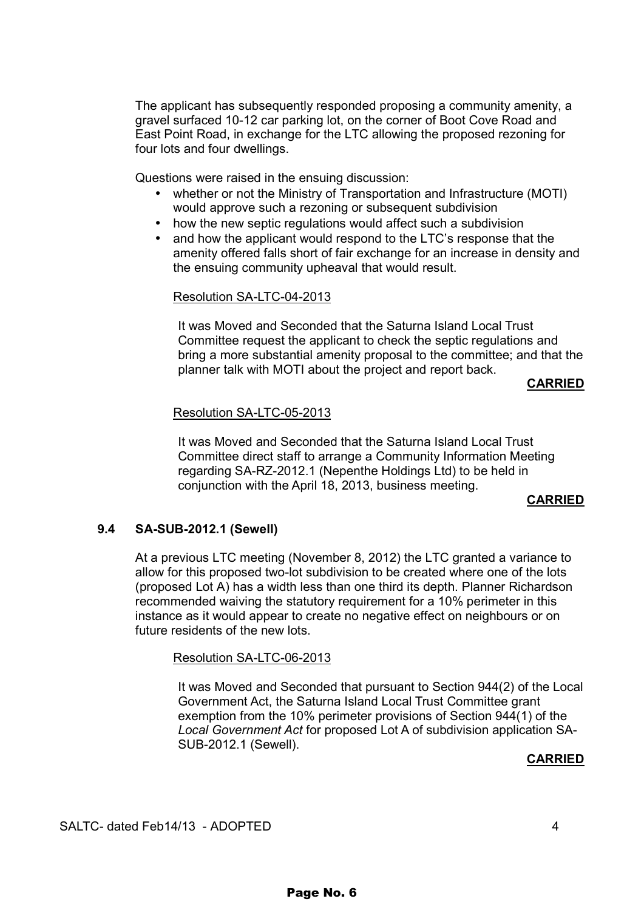The applicant has subsequently responded proposing a community amenity, a gravel surfaced 10-12 car parking lot, on the corner of Boot Cove Road and East Point Road, in exchange for the LTC allowing the proposed rezoning for four lots and four dwellings.

Questions were raised in the ensuing discussion:

- whether or not the Ministry of Transportation and Infrastructure (MOTI) would approve such a rezoning or subsequent subdivision
- how the new septic regulations would affect such a subdivision
- and how the applicant would respond to the LTC's response that the amenity offered falls short of fair exchange for an increase in density and the ensuing community upheaval that would result.

Resolution SA-LTC-04-2013

It was Moved and Seconded that the Saturna Island Local Trust Committee request the applicant to check the septic regulations and bring a more substantial amenity proposal to the committee; and that the planner talk with MOTI about the project and report back.

**CARRIED**

Resolution SA-LTC-05-2013

It was Moved and Seconded that the Saturna Island Local Trust Committee direct staff to arrange a Community Information Meeting regarding SA-RZ-2012.1 (Nepenthe Holdings Ltd) to be held in conjunction with the April 18, 2013, business meeting.

**CARRIED**

### 9.4 SA-SUB-2012.1 (Sewell)

At a previous LTC meeting (November 8, 2012) the LTC granted a variance to allow for this proposed two-lot subdivision to be created where one of the lots (proposed Lot A) has a width less than one third its depth. Planner Richardson recommended waiving the statutory requirement for a 10% perimeter in this instance as it would appear to create no negative effect on neighbours or on future residents of the new lots.

Resolution SA-LTC-06-2013

It was Moved and Seconded that pursuant to Section 944(2) of the Local Government Act, the Saturna Island Local Trust Committee grant exemption from the 10% perimeter provisions of Section 944(1) of the *Local Government Act* for proposed Lot A of subdivision application SA-SUB-2012.1 (Sewell).

**CARRIED**

SALTC- dated Feb14/13 - ADOPTED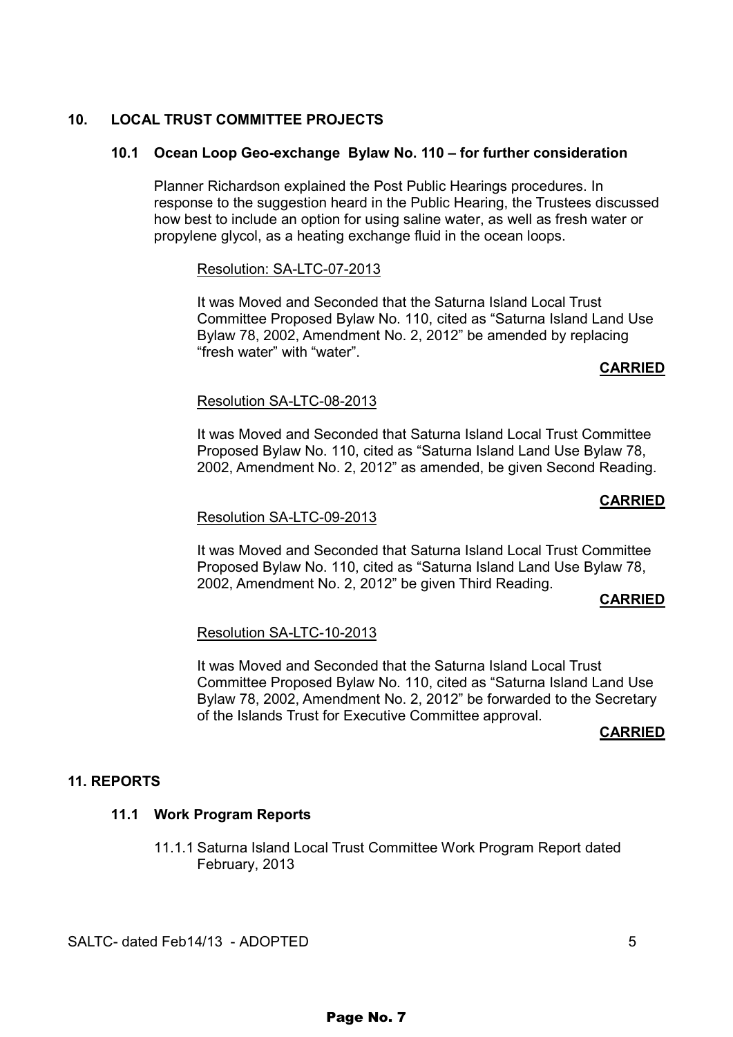## 10. LOCAL TRUST COMMITTEE PROJECTS

### 10.1 Ocean Loop Geo-exchange Bylaw No. 110 – for further consideration

Planner Richardson explained the Post Public Hearings procedures. In response to the suggestion heard in the Public Hearing, the Trustees discussed how best to include an option for using saline water, as well as fresh water or propylene glycol, as a heating exchange fluid in the ocean loops.

Resolution: SA-LTC-07-2013

It was Moved and Seconded that the Saturna Island Local Trust Committee Proposed Bylaw No. 110, cited as "Saturna Island Land Use Bylaw 78, 2002, Amendment No. 2, 2012" be amended by replacing "fresh water" with "water".

**CARRIED**

Resolution SA-LTC-08-2013

It was Moved and Seconded that Saturna Island Local Trust Committee Proposed Bylaw No. 110, cited as "Saturna Island Land Use Bylaw 78, 2002, Amendment No. 2, 2012" as amended, be given Second Reading.

**CARRIED**

Resolution SA-LTC-09-2013

It was Moved and Seconded that Saturna Island Local Trust Committee Proposed Bylaw No. 110, cited as "Saturna Island Land Use Bylaw 78, 2002, Amendment No. 2, 2012" be given Third Reading.

**CARRIED**

Resolution SA-LTC-10-2013

It was Moved and Seconded that the Saturna Island Local Trust Committee Proposed Bylaw No. 110, cited as "Saturna Island Land Use Bylaw 78, 2002, Amendment No. 2, 2012" be forwarded to the Secretary of the Islands Trust for Executive Committee approval.

**CARRIED**

## 11. REPORTS

### 11.1 Work Program Reports

11.1.1 Saturna Island Local Trust Committee Work Program Report dated February, 2013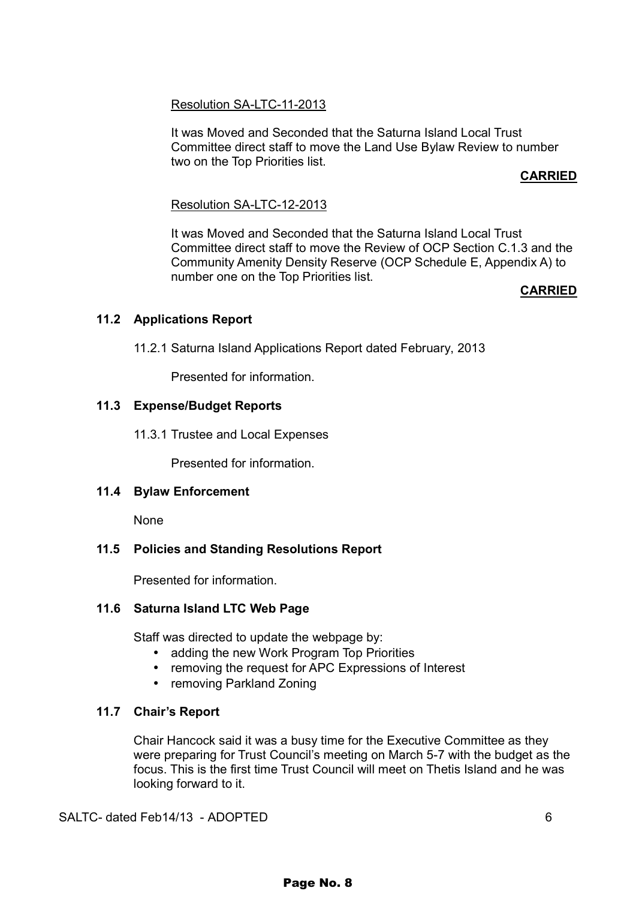Resolution SA-LTC-11-2013

It was Moved and Seconded that the Saturna Island Local Trust Committee direct staff to move the Land Use Bylaw Review to number two on the Top Priorities list.

**CARRIED**

Resolution SA-LTC-12-2013

It was Moved and Seconded that the Saturna Island Local Trust Committee direct staff to move the Review of OCP Section C.1.3 and the Community Amenity Density Reserve (OCP Schedule E, Appendix A) to number one on the Top Priorities list.

**CARRIED**

### 11.2 Applications Report

11.2.1 Saturna Island Applications Report dated February, 2013

Presented for information.

### 11.3 Expense/Budget Reports

11.3.1 Trustee and Local Expenses

Presented for information.

### 11.4 Bylaw Enforcement

None

### 11.5 Policies and Standing Resolutions Report

Presented for information.

### 11.6 Saturna Island LTC Web Page

Staff was directed to update the webpage by:

- adding the new Work Program Top Priorities
- removing the request for APC Expressions of Interest
- removing Parkland Zoning

### 11.7 Chair's Report

Chair Hancock said it was a busy time for the Executive Committee as they were preparing for Trust Council's meeting on March 5-7 with the budget as the focus. This is the first time Trust Council will meet on Thetis Island and he was looking forward to it.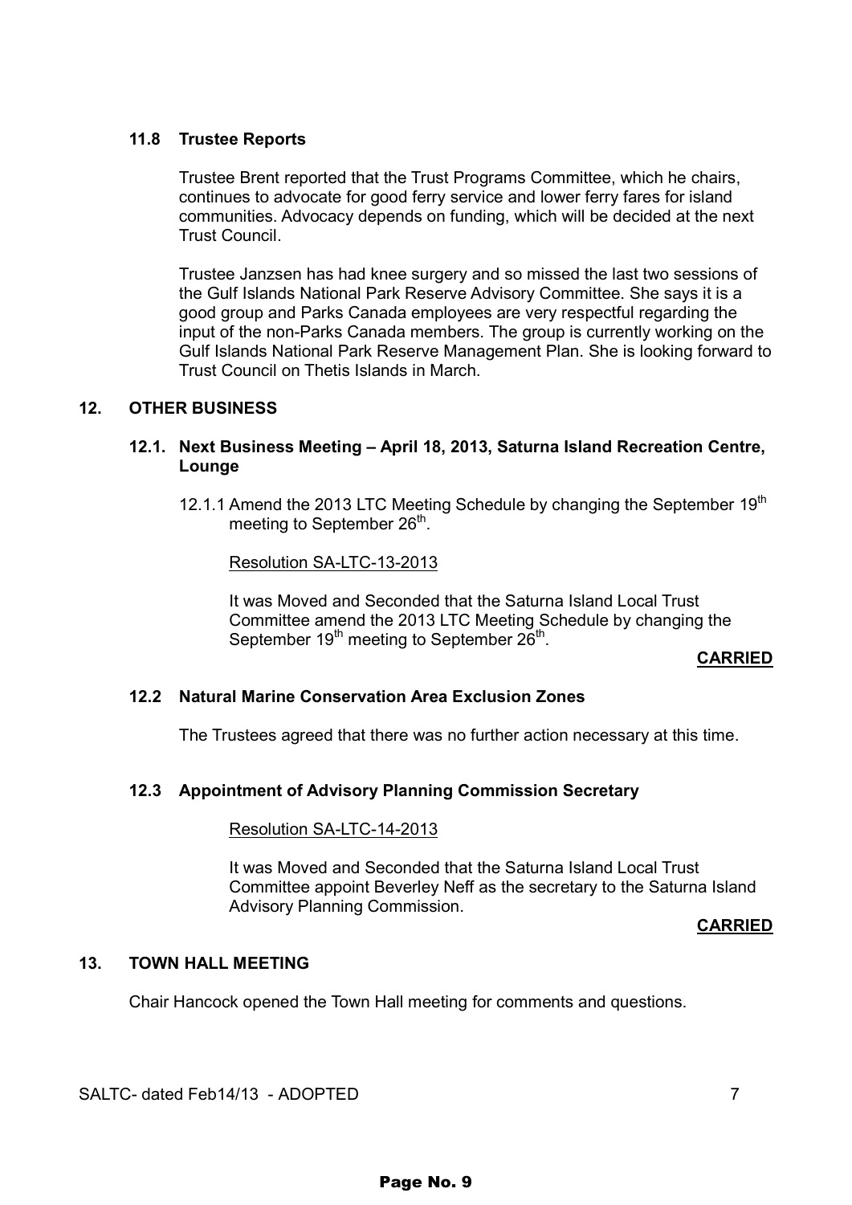### 11.8 Trustee Reports

Trustee Brent reported that the Trust Programs Committee, which he chairs, continues to advocate for good ferry service and lower ferry fares for island communities. Advocacy depends on funding, which will be decided at the next Trust Council.

Trustee Janzsen has had knee surgery and so missed the last two sessions of the Gulf Islands National Park Reserve Advisory Committee. She says it is a good group and Parks Canada employees are very respectful regarding the input of the non-Parks Canada members. The group is currently working on the Gulf Islands National Park Reserve Management Plan. She is looking forward to Trust Council on Thetis Islands in March.

## 12. OTHER BUSINESS

### 12.1. Next Business Meeting – April 18, 2013, Saturna Island Recreation Centre, Lounge

12.1.1 Amend the 2013 LTC Meeting Schedule by changing the September 19th meeting to September 26th.

Resolution SA-LTC-13-2013

It was Moved and Seconded that the Saturna Island Local Trust Committee amend the 2013 LTC Meeting Schedule by changing the September 19th meeting to September 26th.

**CARRIED**

### 12.2 Natural Marine Conservation Area Exclusion Zones

The Trustees agreed that there was no further action necessary at this time.

### 12.3 Appointment of Advisory Planning Commission Secretary

Resolution SA-LTC-14-2013

It was Moved and Seconded that the Saturna Island Local Trust Committee appoint Beverley Neff as the secretary to the Saturna Island Advisory Planning Commission.

**CARRIED**

## 13. TOWN HALL MEETING

Chair Hancock opened the Town Hall meeting for comments and questions.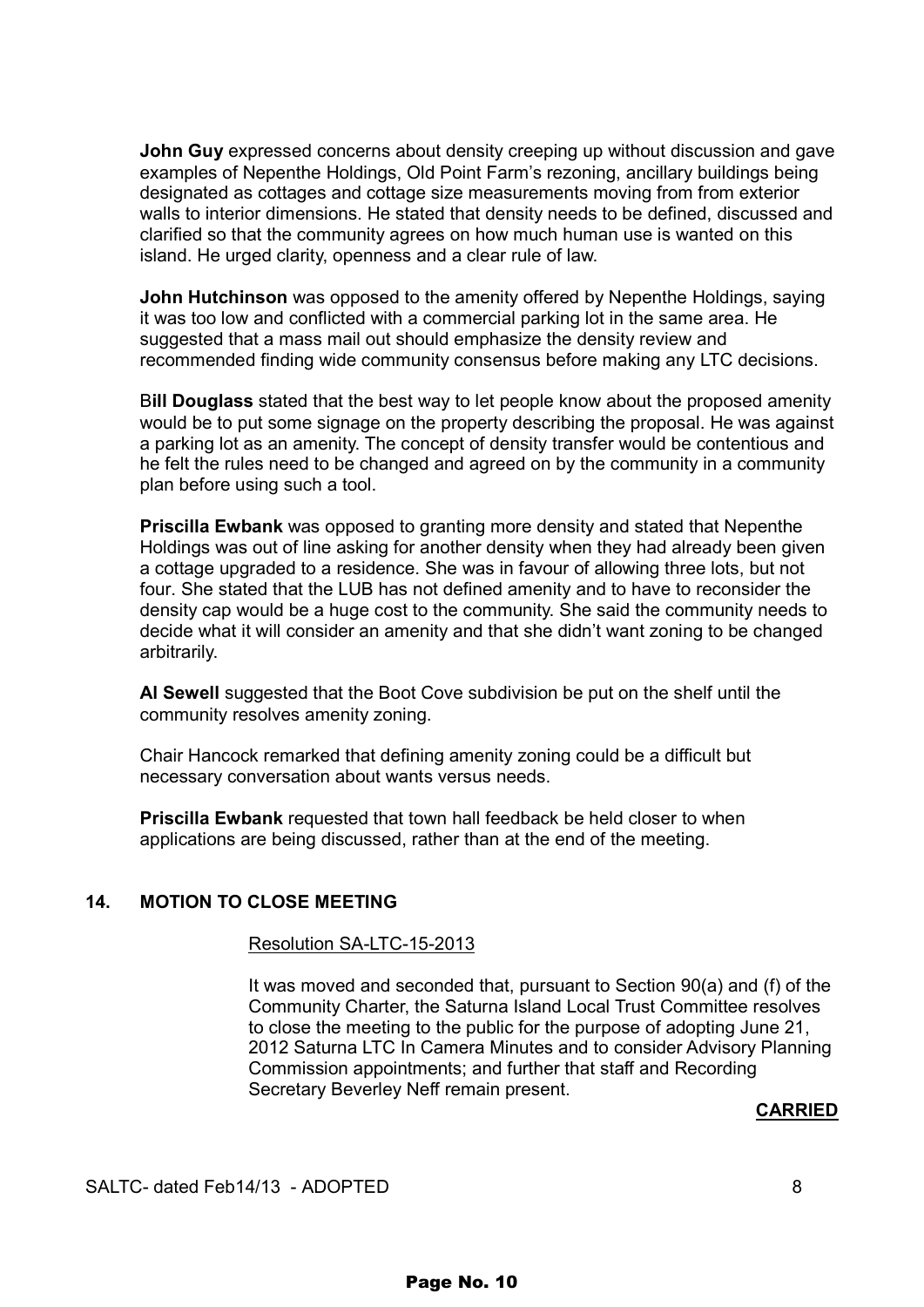**John Guy** expressed concerns about density creeping up without discussion and gave examples of Nepenthe Holdings, Old Point Farm's rezoning, ancillary buildings being designated as cottages and cottage size measurements moving from from exterior walls to interior dimensions. He stated that density needs to be defined, discussed and clarified so that the community agrees on how much human use is wanted on this island. He urged clarity, openness and a clear rule of law.

**John Hutchinson** was opposed to the amenity offered by Nepenthe Holdings, saying it was too low and conflicted with a commercial parking lot in the same area. He suggested that a mass mail out should emphasize the density review and recommended finding wide community consensus before making any LTC decisions.

B**ill Douglass** stated that the best way to let people know about the proposed amenity would be to put some signage on the property describing the proposal. He was against a parking lot as an amenity. The concept of density transfer would be contentious and he felt the rules need to be changed and agreed on by the community in a community plan before using such a tool.

**Priscilla Ewbank** was opposed to granting more density and stated that Nepenthe Holdings was out of line asking for another density when they had already been given a cottage upgraded to a residence. She was in favour of allowing three lots, but not four. She stated that the LUB has not defined amenity and to have to reconsider the density cap would be a huge cost to the community. She said the community needs to decide what it will consider an amenity and that she didn't want zoning to be changed arbitrarily.

**Al Sewell** suggested that the Boot Cove subdivision be put on the shelf until the community resolves amenity zoning.

Chair Hancock remarked that defining amenity zoning could be a difficult but necessary conversation about wants versus needs.

**Priscilla Ewbank** requested that town hall feedback be held closer to when applications are being discussed, rather than at the end of the meeting.

## 14. MOTION TO CLOSE MEETING

Resolution SA-LTC-15-2013

It was moved and seconded that, pursuant to Section 90(a) and (f) of the Community Charter, the Saturna Island Local Trust Committee resolves to close the meeting to the public for the purpose of adopting June 21, 2012 Saturna LTC In Camera Minutes and to consider Advisory Planning Commission appointments; and further that staff and Recording Secretary Beverley Neff remain present.

**CARRIED**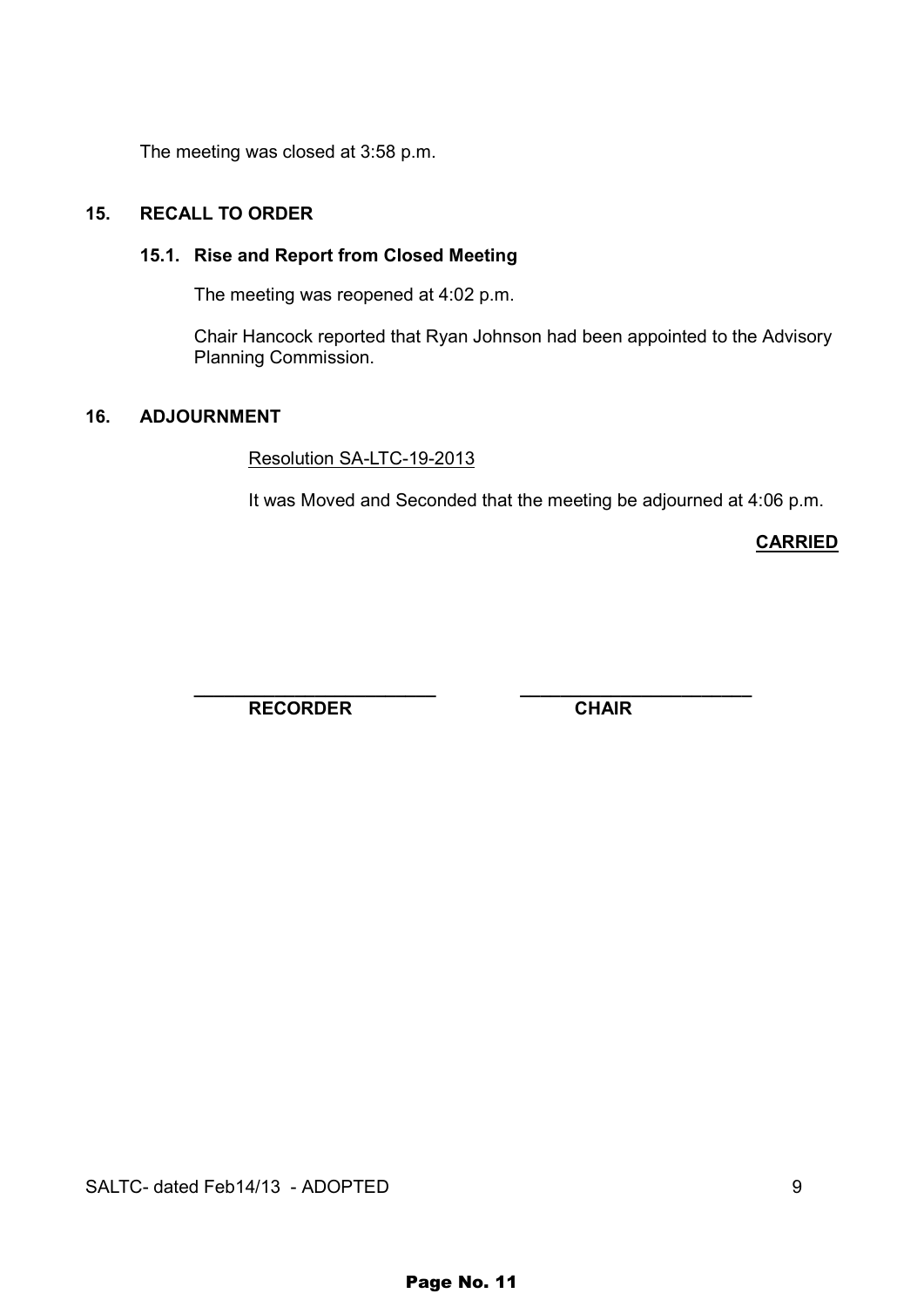The meeting was closed at 3:58 p.m.

## 15. RECALL TO ORDER

### 15.1. Rise and Report from Closed Meeting

The meeting was reopened at 4:02 p.m.

Chair Hancock reported that Ryan Johnson had been appointed to the Advisory Planning Commission.

## 16. ADJOURNMENT

Resolution SA-LTC-19-2013

It was Moved and Seconded that the meeting be adjourned at 4:06 p.m.

**CARRIED**

\_\_\_\_\_\_\_\_\_\_\_\_\_\_\_\_\_\_\_\_\_\_\_\_\_ **RECORDER**

\_\_\_\_\_\_\_\_\_\_\_\_\_\_\_\_\_\_\_\_\_\_\_\_\_ **CHAIR**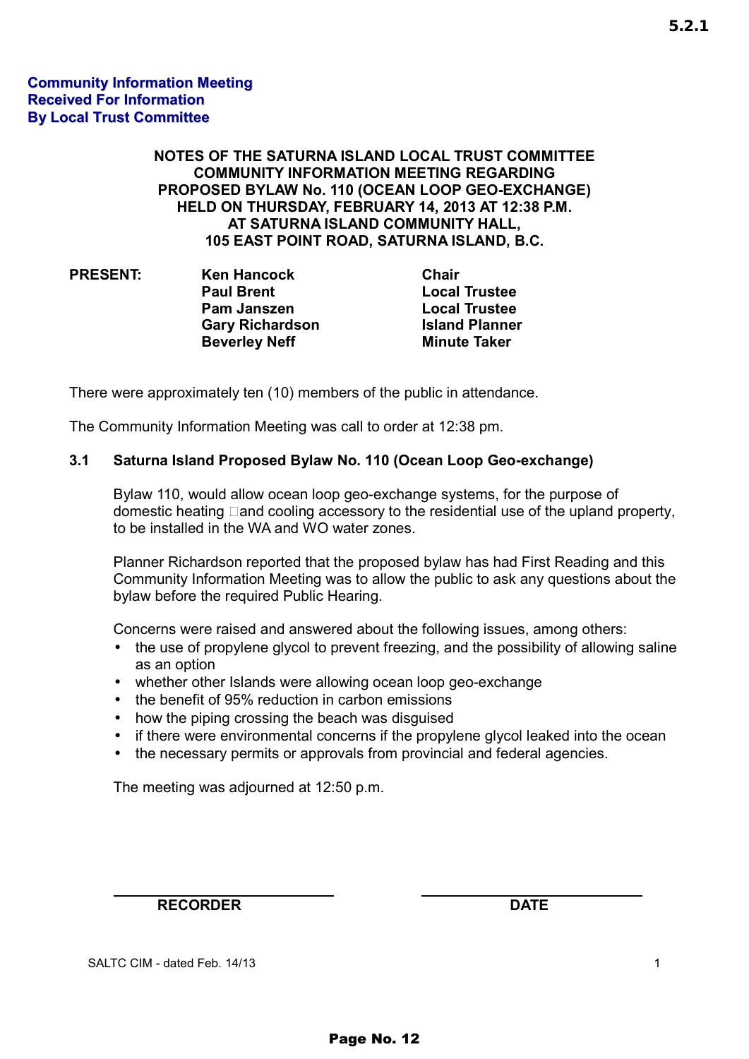5.2.1

**Community Information Meeting**
**Received For Information**
**By Local Trust Committee**

**NOTES OF THE SATURNA ISLAND LOCAL TRUST COMMITTEE**
**COMMUNITY INFORMATION MEETING REGARDING**
**PROPOSED BYLAW No. 110 (OCEAN LOOP GEO-EXCHANGE)**
**HELD ON THURSDAY, FEBRUARY 14, 2013 AT 12:38 P.M.**
**AT SATURNA ISLAND COMMUNITY HALL,**
**105 EAST POINT ROAD, SATURNA ISLAND, B.C.**

| **PRESENT:** | **Ken Hancock** | **Chair** |
|---|---|---|
| | **Paul Brent** | **Local Trustee** |
| | **Pam Janszen** | **Local Trustee** |
| | **Gary Richardson** | **Island Planner** |
| | **Beverley Neff** | **Minute Taker** |

There were approximately ten (10) members of the public in attendance.

The Community Information Meeting was call to order at 12:38 pm.

**3.1 Saturna Island Proposed Bylaw No. 110 (Ocean Loop Geo-exchange)**

Bylaw 110, would allow ocean loop geo-exchange systems, for the purpose of domestic heating and cooling accessory to the residential use of the upland property, to be installed in the WA and WO water zones.

Planner Richardson reported that the proposed bylaw has had First Reading and this Community Information Meeting was to allow the public to ask any questions about the bylaw before the required Public Hearing.

Concerns were raised and answered about the following issues, among others:

- the use of propylene glycol to prevent freezing, and the possibility of allowing saline as an option
- whether other Islands were allowing ocean loop geo-exchange
- the benefit of 95% reduction in carbon emissions
- how the piping crossing the beach was disguised
- if there were environmental concerns if the propylene glycol leaked into the ocean
- the necessary permits or approvals from provincial and federal agencies.

The meeting was adjourned at 12:50 p.m.

| ______________________ | ______________________ |
|---|---|
| **RECORDER** | **DATE** |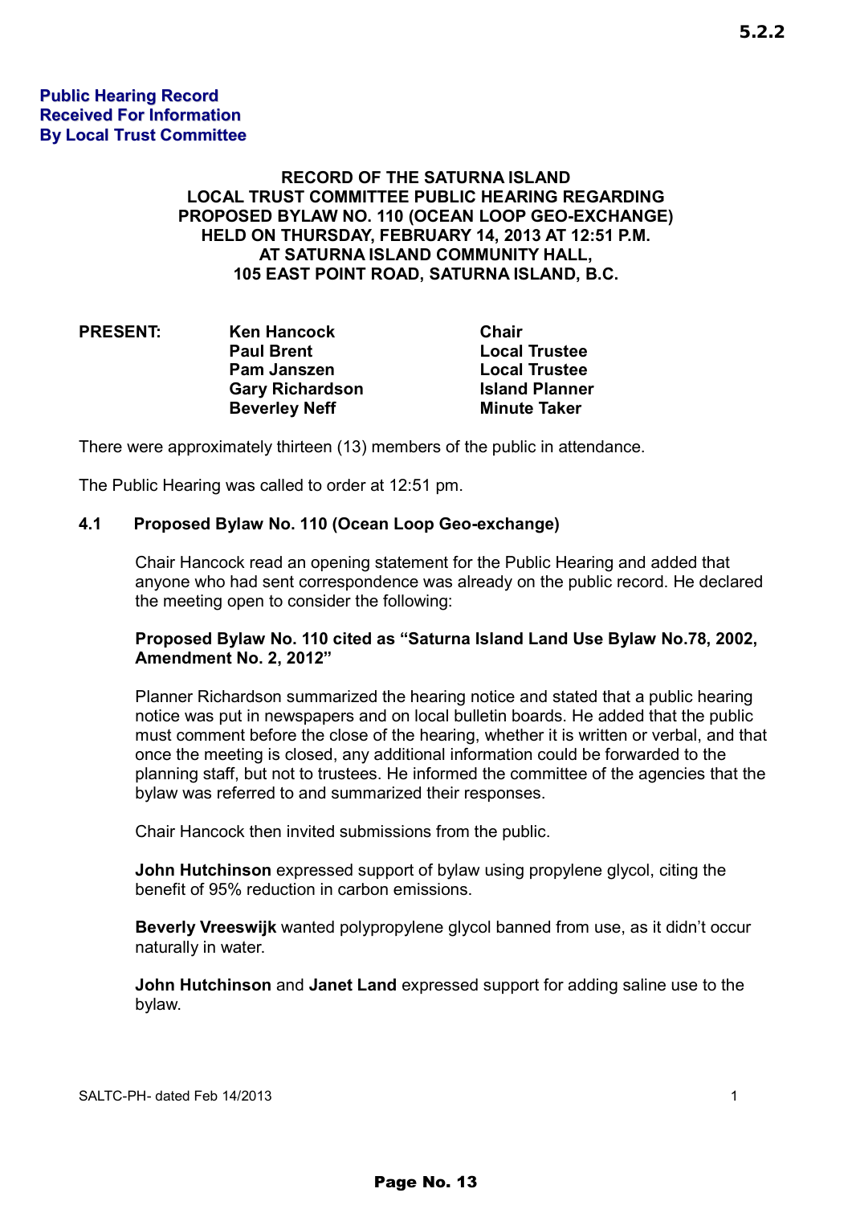5.2.2

**Public Hearing Record Received For Information By Local Trust Committee**

**RECORD OF THE SATURNA ISLAND LOCAL TRUST COMMITTEE PUBLIC HEARING REGARDING PROPOSED BYLAW NO. 110 (OCEAN LOOP GEO-EXCHANGE) HELD ON THURSDAY, FEBRUARY 14, 2013 AT 12:51 P.M. AT SATURNA ISLAND COMMUNITY HALL, 105 EAST POINT ROAD, SATURNA ISLAND, B.C.**

| **PRESENT:** | **Ken Hancock** | **Chair** |
|---|---|---|
| | **Paul Brent** | **Local Trustee** |
| | **Pam Janszen** | **Local Trustee** |
| | **Gary Richardson** | **Island Planner** |
| | **Beverley Neff** | **Minute Taker** |

There were approximately thirteen (13) members of the public in attendance.

The Public Hearing was called to order at 12:51 pm.

**4.1 Proposed Bylaw No. 110 (Ocean Loop Geo-exchange)**

Chair Hancock read an opening statement for the Public Hearing and added that anyone who had sent correspondence was already on the public record. He declared the meeting open to consider the following:

**Proposed Bylaw No. 110 cited as "Saturna Island Land Use Bylaw No.78, 2002, Amendment No. 2, 2012"**

Planner Richardson summarized the hearing notice and stated that a public hearing notice was put in newspapers and on local bulletin boards. He added that the public must comment before the close of the hearing, whether it is written or verbal, and that once the meeting is closed, any additional information could be forwarded to the planning staff, but not to trustees. He informed the committee of the agencies that the bylaw was referred to and summarized their responses.

Chair Hancock then invited submissions from the public.

**John Hutchinson** expressed support of bylaw using propylene glycol, citing the benefit of 95% reduction in carbon emissions.

**Beverly Vreeswijk** wanted polypropylene glycol banned from use, as it didn't occur naturally in water.

**John Hutchinson** and **Janet Land** expressed support for adding saline use to the bylaw.

SALTC-PH- dated Feb 14/2013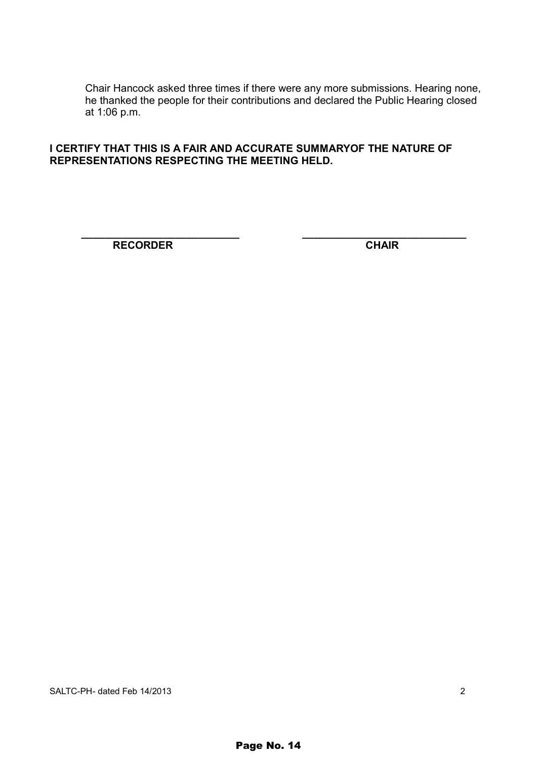Chair Hancock asked three times if there were any more submissions. Hearing none, he thanked the people for their contributions and declared the Public Hearing closed at 1:06 p.m.

**I CERTIFY THAT THIS IS A FAIR AND ACCURATE SUMMARYOF THE NATURE OF REPRESENTATIONS RESPECTING THE MEETING HELD.**

| ___________________________ | ____________________________ |
|---|---|
| **RECORDER** | **CHAIR** |

SALTC-PH- dated Feb 14/2013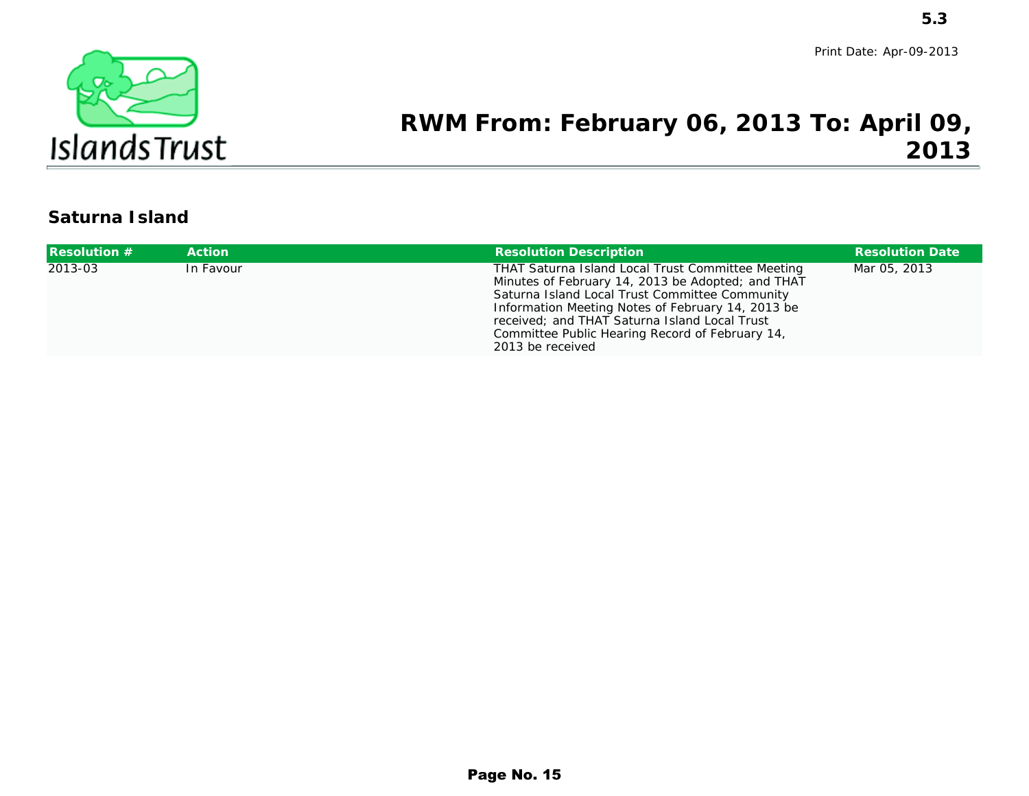5.3

Print Date: Apr-09-2013

Islands Trust

# RWM From: February 06, 2013 To: April 09, 2013

## Saturna Island

| Resolution # | Action | Resolution Description | Resolution Date |
|---|---|---|---|
| 2013-03 | In Favour | THAT Saturna Island Local Trust Committee Meeting Minutes of February 14, 2013 be Adopted; and THAT Saturna Island Local Trust Committee Community Information Meeting Notes of February 14, 2013 be received; and THAT Saturna Island Local Trust Committee Public Hearing Record of February 14, 2013 be received | Mar 05, 2013 |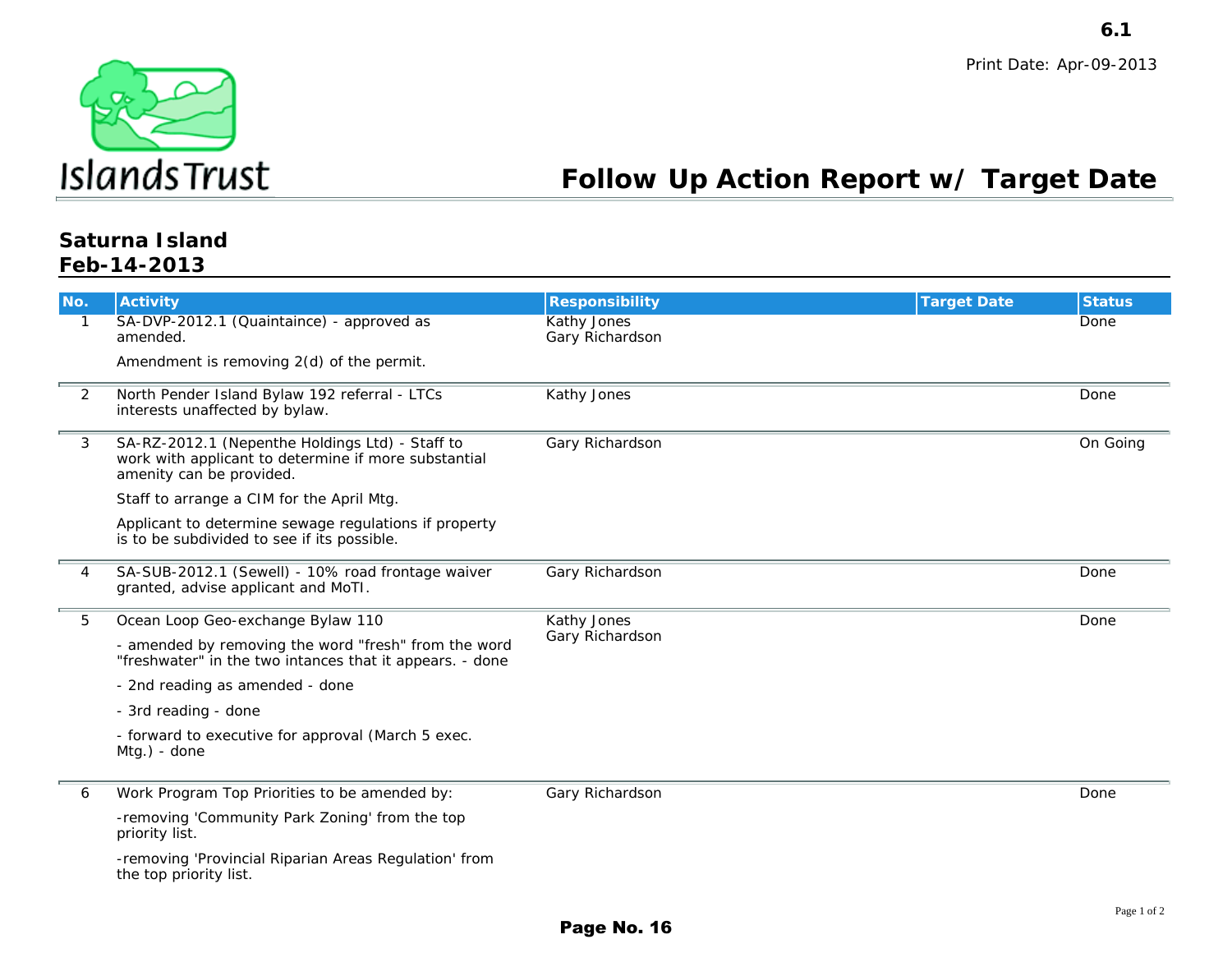6.1

Print Date: Apr-09-2013

Islands Trust

# Follow Up Action Report w/ Target Date

## Saturna Island
## Feb-14-2013

| No. | Activity | Responsibility | Target Date | Status |
|---|---|---|---|---|
| 1 | SA-DVP-2012.1 (Quaintaince) - approved as amended.<br><br>Amendment is removing 2(d) of the permit. | Kathy Jones<br>Gary Richardson | | Done |
| 2 | North Pender Island Bylaw 192 referral - LTCs interests unaffected by bylaw. | Kathy Jones | | Done |
| 3 | SA-RZ-2012.1 (Nepenthe Holdings Ltd) - Staff to work with applicant to determine if more substantial amenity can be provided.<br><br>Staff to arrange a CIM for the April Mtg.<br><br>Applicant to determine sewage regulations if property is to be subdivided to see if its possible. | Gary Richardson | | On Going |
| 4 | SA-SUB-2012.1 (Sewell) - 10% road frontage waiver granted, advise applicant and MoTI. | Gary Richardson | | Done |
| 5 | Ocean Loop Geo-exchange Bylaw 110<br><br>- amended by removing the word "fresh" from the word "freshwater" in the two intances that it appears. - done<br><br>- 2nd reading as amended - done<br><br>- 3rd reading - done<br><br>- forward to executive for approval (March 5 exec. Mtg.) - done | Kathy Jones<br>Gary Richardson | | Done |
| 6 | Work Program Top Priorities to be amended by:<br><br>-removing 'Community Park Zoning' from the top priority list.<br><br>-removing 'Provincial Riparian Areas Regulation' from the top priority list. | Gary Richardson | | Done |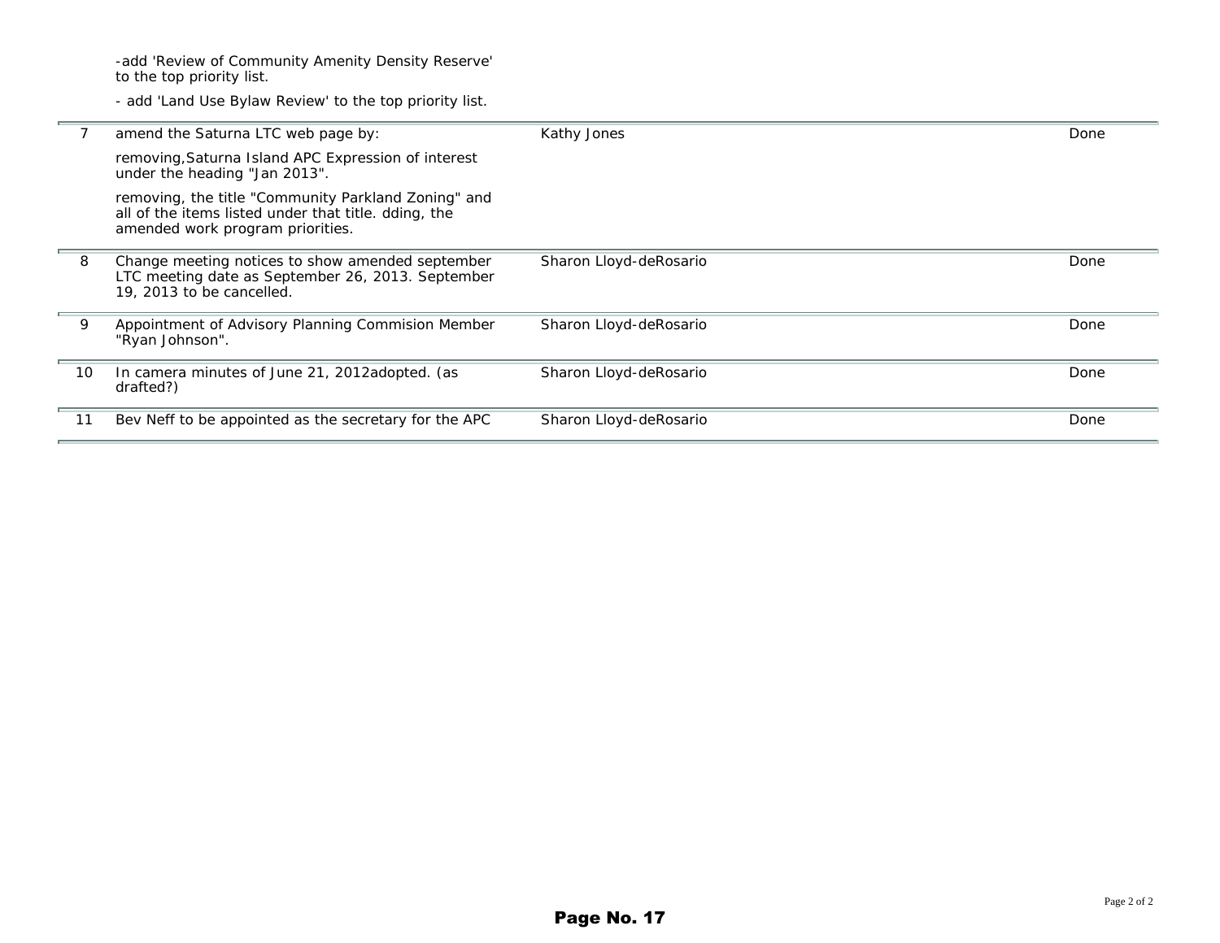| | | | |
|---|---|---|---|
| | -add 'Review of Community Amenity Density Reserve' to the top priority list.<br><br>- add 'Land Use Bylaw Review' to the top priority list. | | |
| 7 | amend the Saturna LTC web page by:<br><br>removing,Saturna Island APC Expression of interest under the heading "Jan 2013".<br><br>removing, the title "Community Parkland Zoning" and all of the items listed under that title. dding, the amended work program priorities. | Kathy Jones | Done |
| 8 | Change meeting notices to show amended september LTC meeting date as September 26, 2013. September 19, 2013 to be cancelled. | Sharon Lloyd-deRosario | Done |
| 9 | Appointment of Advisory Planning Commision Member "Ryan Johnson". | Sharon Lloyd-deRosario | Done |
| 10 | In camera minutes of June 21, 2012adopted. (as drafted?) | Sharon Lloyd-deRosario | Done |
| 11 | Bev Neff to be appointed as the secretary for the APC | Sharon Lloyd-deRosario | Done |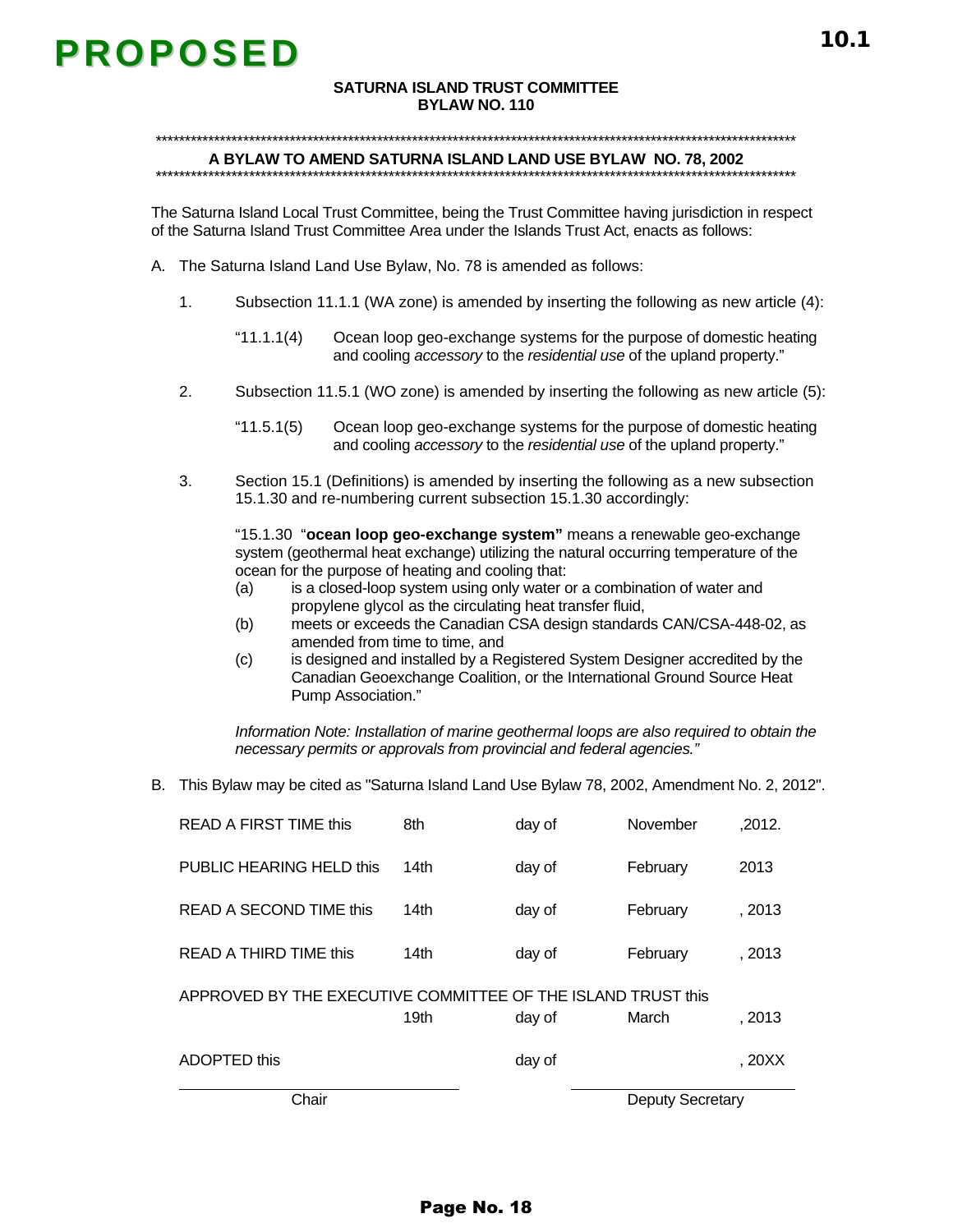# PROPOSED

10.1

**SATURNA ISLAND TRUST COMMITTEE**
**BYLAW NO. 110**

\*\*\*\*\*\*\*\*\*\*\*\*\*\*\*\*\*\*\*\*\*\*\*\*\*\*\*\*\*\*\*\*\*\*\*\*\*\*\*\*\*\*\*\*\*\*\*\*\*\*\*\*\*\*\*\*\*\*\*\*\*\*\*\*\*\*\*\*\*\*\*\*\*\*\*\*\*\*\*\*\*\*\*\*\*\*\*\*

**A BYLAW TO AMEND SATURNA ISLAND LAND USE BYLAW NO. 78, 2002**

\*\*\*\*\*\*\*\*\*\*\*\*\*\*\*\*\*\*\*\*\*\*\*\*\*\*\*\*\*\*\*\*\*\*\*\*\*\*\*\*\*\*\*\*\*\*\*\*\*\*\*\*\*\*\*\*\*\*\*\*\*\*\*\*\*\*\*\*\*\*\*\*\*\*\*\*\*\*\*\*\*\*\*\*\*\*\*\*

The Saturna Island Local Trust Committee, being the Trust Committee having jurisdiction in respect of the Saturna Island Trust Committee Area under the Islands Trust Act, enacts as follows:

A. The Saturna Island Land Use Bylaw, No. 78 is amended as follows:

1. Subsection 11.1.1 (WA zone) is amended by inserting the following as new article (4):

   "11.1.1(4) Ocean loop geo-exchange systems for the purpose of domestic heating and cooling *accessory* to the *residential use* of the upland property."

2. Subsection 11.5.1 (WO zone) is amended by inserting the following as new article (5):

   "11.5.1(5) Ocean loop geo-exchange systems for the purpose of domestic heating and cooling *accessory* to the *residential use* of the upland property."

3. Section 15.1 (Definitions) is amended by inserting the following as a new subsection 15.1.30 and re-numbering current subsection 15.1.30 accordingly:

   "15.1.30 "**ocean loop geo-exchange system"** means a renewable geo-exchange system (geothermal heat exchange) utilizing the natural occurring temperature of the ocean for the purpose of heating and cooling that:
   (a) is a closed-loop system using only water or a combination of water and propylene glycol as the circulating heat transfer fluid,
   (b) meets or exceeds the Canadian CSA design standards CAN/CSA-448-02, as amended from time to time, and
   (c) is designed and installed by a Registered System Designer accredited by the Canadian Geoexchange Coalition, or the International Ground Source Heat Pump Association."

   *Information Note: Installation of marine geothermal loops are also required to obtain the necessary permits or approvals from provincial and federal agencies."*

B. This Bylaw may be cited as "Saturna Island Land Use Bylaw 78, 2002, Amendment No. 2, 2012".

| | | | | |
|---|---|---|---|---|
| READ A FIRST TIME this | 8th | day of | November | ,2012. |
| PUBLIC HEARING HELD this | 14th | day of | February | 2013 |
| READ A SECOND TIME this | 14th | day of | February | , 2013 |
| READ A THIRD TIME this | 14th | day of | February | , 2013 |
| APPROVED BY THE EXECUTIVE COMMITTEE OF THE ISLAND TRUST this | 19th | day of | March | , 2013 |
| ADOPTED this | | day of | | , 20XX |

\_\_\_\_\_\_\_\_\_\_\_\_\_\_\_\_\_\_\_\_\_\_\_\_ Chair

\_\_\_\_\_\_\_\_\_\_\_\_\_\_\_\_\_\_\_\_\_\_\_\_ Deputy Secretary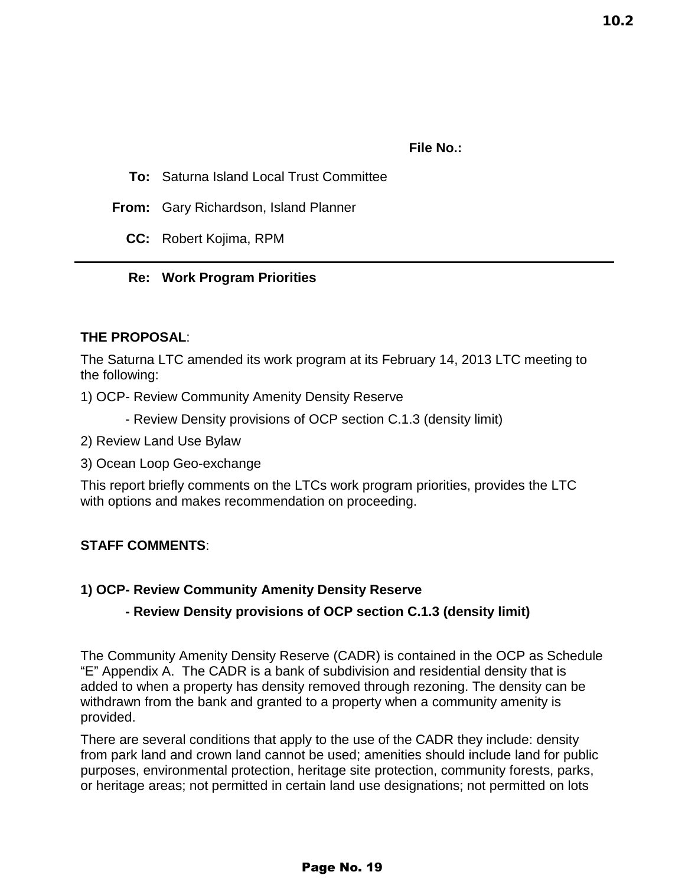10.2

**File No.:**

**To:** Saturna Island Local Trust Committee

**From:** Gary Richardson, Island Planner

**CC:** Robert Kojima, RPM

---

**Re: Work Program Priorities**

**THE PROPOSAL**:

The Saturna LTC amended its work program at its February 14, 2013 LTC meeting to the following:

1) OCP- Review Community Amenity Density Reserve

- Review Density provisions of OCP section C.1.3 (density limit)

2) Review Land Use Bylaw

3) Ocean Loop Geo-exchange

This report briefly comments on the LTCs work program priorities, provides the LTC with options and makes recommendation on proceeding.

**STAFF COMMENTS**:

**1) OCP- Review Community Amenity Density Reserve**

**- Review Density provisions of OCP section C.1.3 (density limit)**

The Community Amenity Density Reserve (CADR) is contained in the OCP as Schedule “E” Appendix A. The CADR is a bank of subdivision and residential density that is added to when a property has density removed through rezoning. The density can be withdrawn from the bank and granted to a property when a community amenity is provided.

There are several conditions that apply to the use of the CADR they include: density from park land and crown land cannot be used; amenities should include land for public purposes, environmental protection, heritage site protection, community forests, parks, or heritage areas; not permitted in certain land use designations; not permitted on lots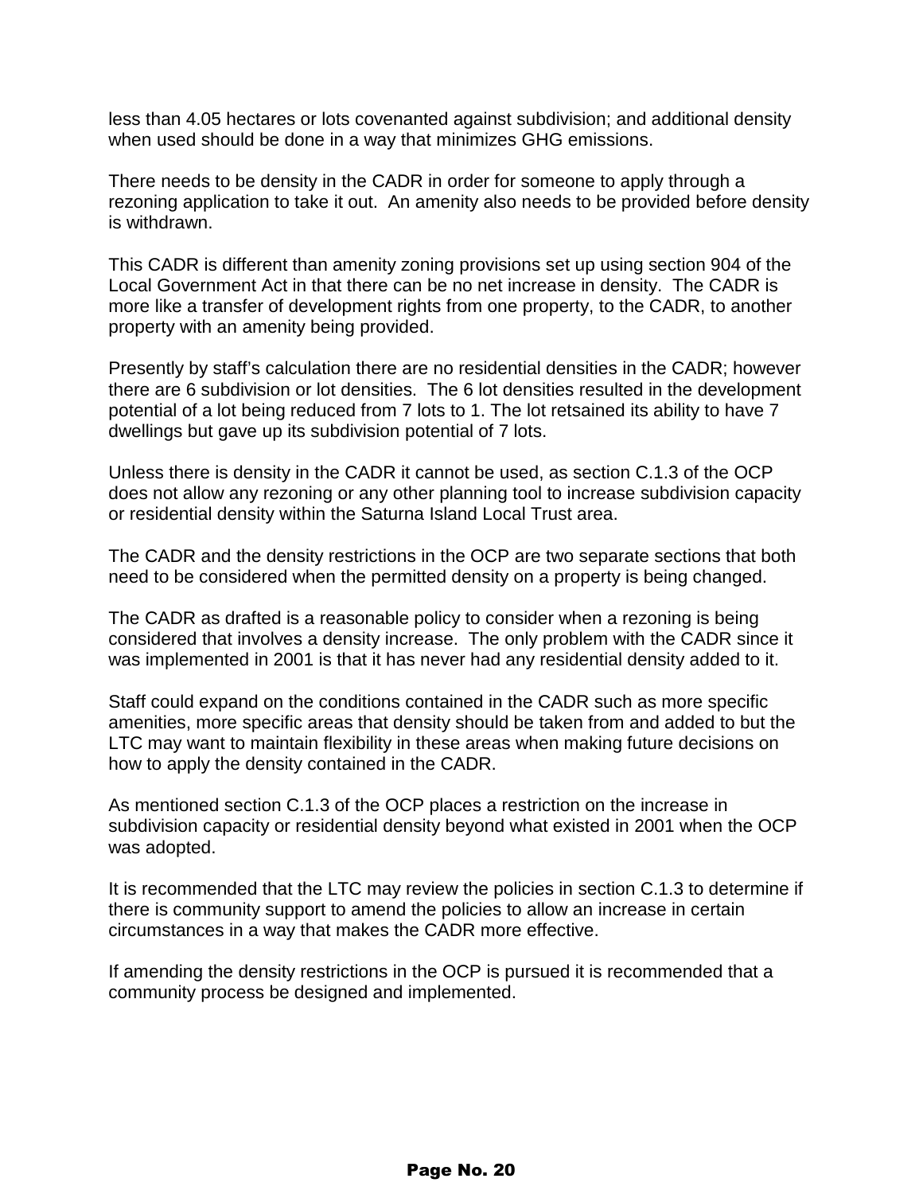less than 4.05 hectares or lots covenanted against subdivision; and additional density when used should be done in a way that minimizes GHG emissions.

There needs to be density in the CADR in order for someone to apply through a rezoning application to take it out. An amenity also needs to be provided before density is withdrawn.

This CADR is different than amenity zoning provisions set up using section 904 of the Local Government Act in that there can be no net increase in density. The CADR is more like a transfer of development rights from one property, to the CADR, to another property with an amenity being provided.

Presently by staff's calculation there are no residential densities in the CADR; however there are 6 subdivision or lot densities. The 6 lot densities resulted in the development potential of a lot being reduced from 7 lots to 1. The lot retsained its ability to have 7 dwellings but gave up its subdivision potential of 7 lots.

Unless there is density in the CADR it cannot be used, as section C.1.3 of the OCP does not allow any rezoning or any other planning tool to increase subdivision capacity or residential density within the Saturna Island Local Trust area.

The CADR and the density restrictions in the OCP are two separate sections that both need to be considered when the permitted density on a property is being changed.

The CADR as drafted is a reasonable policy to consider when a rezoning is being considered that involves a density increase. The only problem with the CADR since it was implemented in 2001 is that it has never had any residential density added to it.

Staff could expand on the conditions contained in the CADR such as more specific amenities, more specific areas that density should be taken from and added to but the LTC may want to maintain flexibility in these areas when making future decisions on how to apply the density contained in the CADR.

As mentioned section C.1.3 of the OCP places a restriction on the increase in subdivision capacity or residential density beyond what existed in 2001 when the OCP was adopted.

It is recommended that the LTC may review the policies in section C.1.3 to determine if there is community support to amend the policies to allow an increase in certain circumstances in a way that makes the CADR more effective.

If amending the density restrictions in the OCP is pursued it is recommended that a community process be designed and implemented.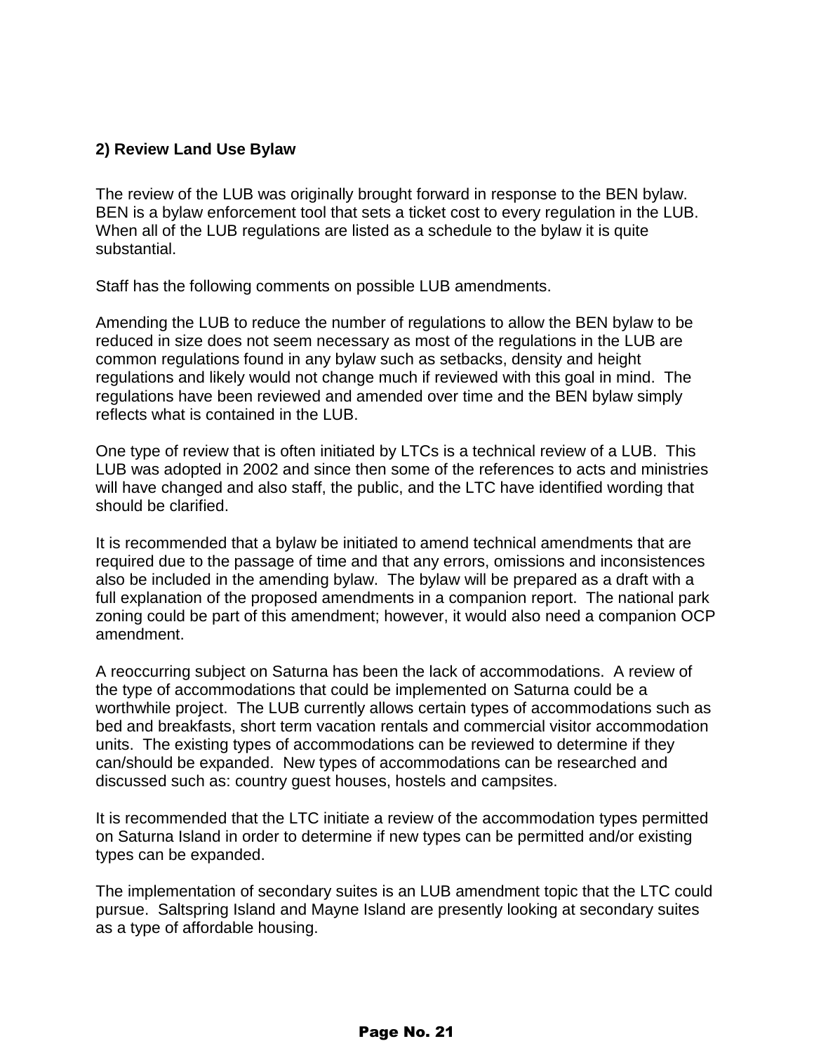## 2) Review Land Use Bylaw

The review of the LUB was originally brought forward in response to the BEN bylaw. BEN is a bylaw enforcement tool that sets a ticket cost to every regulation in the LUB. When all of the LUB regulations are listed as a schedule to the bylaw it is quite substantial.

Staff has the following comments on possible LUB amendments.

Amending the LUB to reduce the number of regulations to allow the BEN bylaw to be reduced in size does not seem necessary as most of the regulations in the LUB are common regulations found in any bylaw such as setbacks, density and height regulations and likely would not change much if reviewed with this goal in mind. The regulations have been reviewed and amended over time and the BEN bylaw simply reflects what is contained in the LUB.

One type of review that is often initiated by LTCs is a technical review of a LUB. This LUB was adopted in 2002 and since then some of the references to acts and ministries will have changed and also staff, the public, and the LTC have identified wording that should be clarified.

It is recommended that a bylaw be initiated to amend technical amendments that are required due to the passage of time and that any errors, omissions and inconsistences also be included in the amending bylaw. The bylaw will be prepared as a draft with a full explanation of the proposed amendments in a companion report. The national park zoning could be part of this amendment; however, it would also need a companion OCP amendment.

A reoccurring subject on Saturna has been the lack of accommodations. A review of the type of accommodations that could be implemented on Saturna could be a worthwhile project. The LUB currently allows certain types of accommodations such as bed and breakfasts, short term vacation rentals and commercial visitor accommodation units. The existing types of accommodations can be reviewed to determine if they can/should be expanded. New types of accommodations can be researched and discussed such as: country guest houses, hostels and campsites.

It is recommended that the LTC initiate a review of the accommodation types permitted on Saturna Island in order to determine if new types can be permitted and/or existing types can be expanded.

The implementation of secondary suites is an LUB amendment topic that the LTC could pursue. Saltspring Island and Mayne Island are presently looking at secondary suites as a type of affordable housing.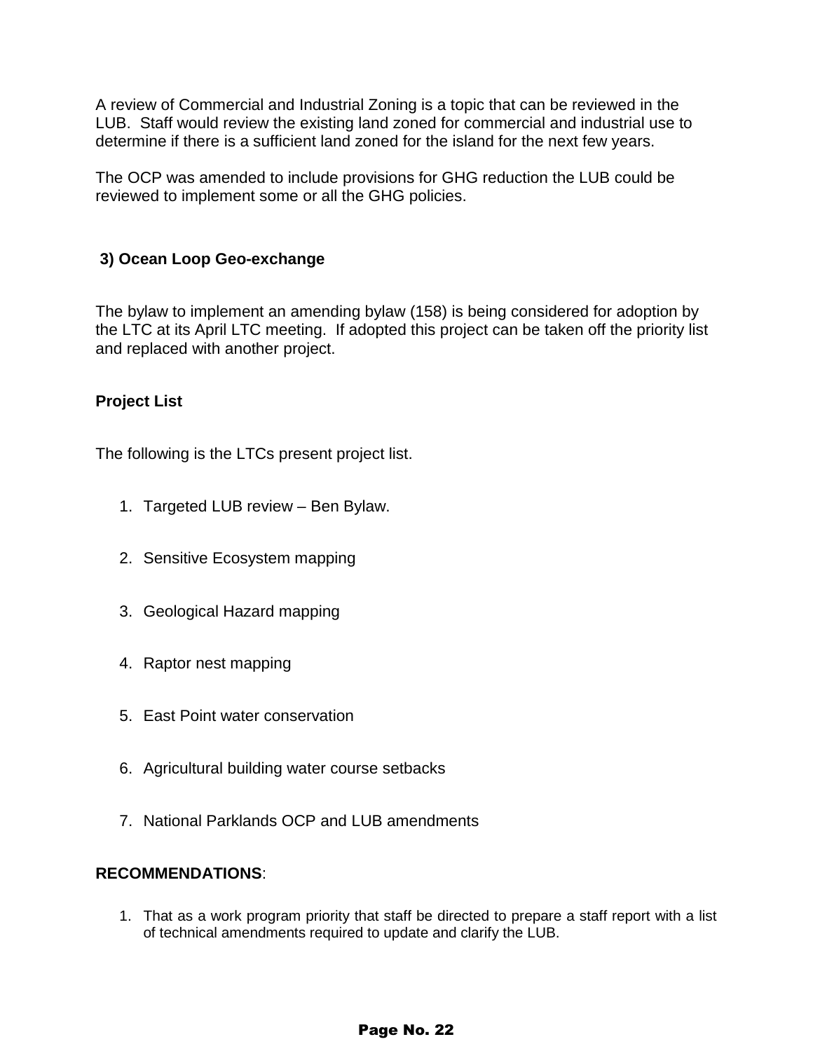A review of Commercial and Industrial Zoning is a topic that can be reviewed in the LUB.  Staff would review the existing land zoned for commercial and industrial use to determine if there is a sufficient land zoned for the island for the next few years.

The OCP was amended to include provisions for GHG reduction the LUB could be reviewed to implement some or all the GHG policies.

### 3) Ocean Loop Geo-exchange

The bylaw to implement an amending bylaw (158) is being considered for adoption by the LTC at its April LTC meeting.  If adopted this project can be taken off the priority list and replaced with another project.

### Project List

The following is the LTCs present project list.

1. Targeted LUB review – Ben Bylaw.
2. Sensitive Ecosystem mapping
3. Geological Hazard mapping
4. Raptor nest mapping
5. East Point water conservation
6. Agricultural building water course setbacks
7. National Parklands OCP and LUB amendments

**RECOMMENDATIONS**:

1. That as a work program priority that staff be directed to prepare a staff report with a list of technical amendments required to update and clarify the LUB.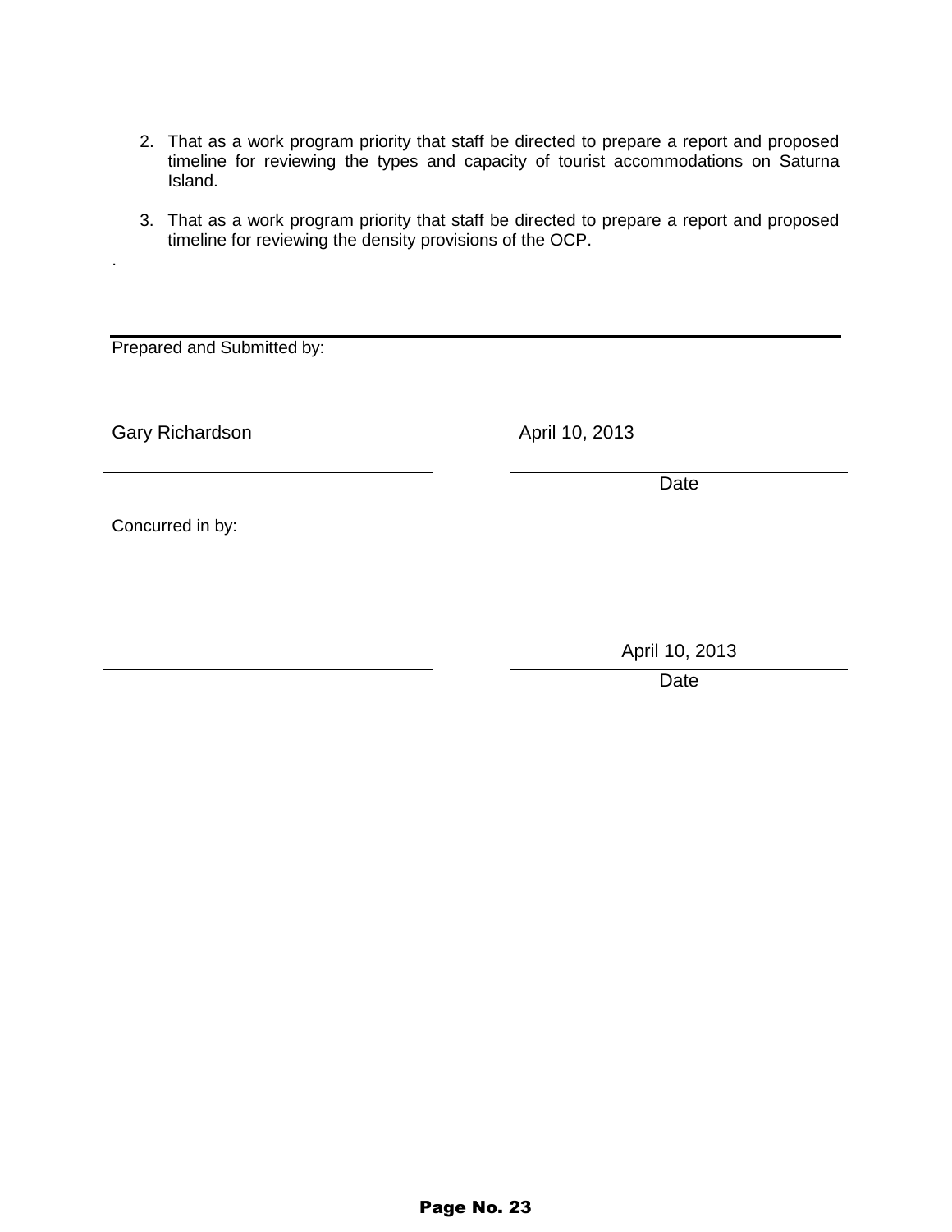2. That as a work program priority that staff be directed to prepare a report and proposed timeline for reviewing the types and capacity of tourist accommodations on Saturna Island.

3. That as a work program priority that staff be directed to prepare a report and proposed timeline for reviewing the density provisions of the OCP.

.

---

Prepared and Submitted by:

Gary Richardson — April 10, 2013

Date

Concurred in by:

April 10, 2013

Date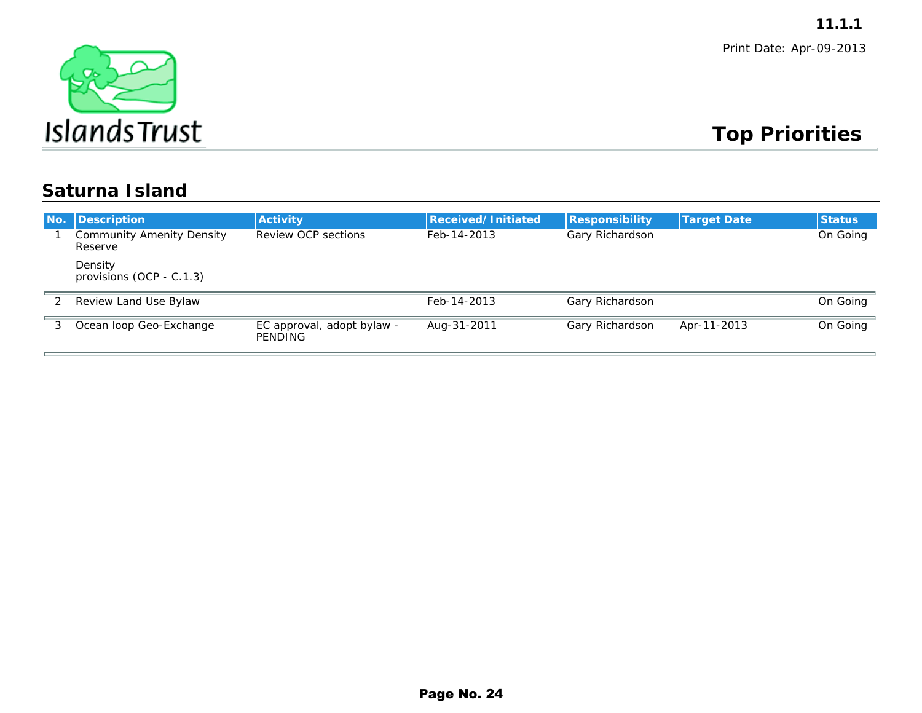11.1.1

Print Date: Apr-09-2013

Islands Trust

# Top Priorities

## Saturna Island

| No. | Description | Activity | Received/Initiated | Responsibility | Target Date | Status |
|---|---|---|---|---|---|---|
| 1 | Community Amenity Density Reserve<br><br>Density provisions (OCP - C.1.3) | Review OCP sections | Feb-14-2013 | Gary Richardson | | On Going |
| 2 | Review Land Use Bylaw | | Feb-14-2013 | Gary Richardson | | On Going |
| 3 | Ocean loop Geo-Exchange | EC approval, adopt bylaw - PENDING | Aug-31-2011 | Gary Richardson | Apr-11-2013 | On Going |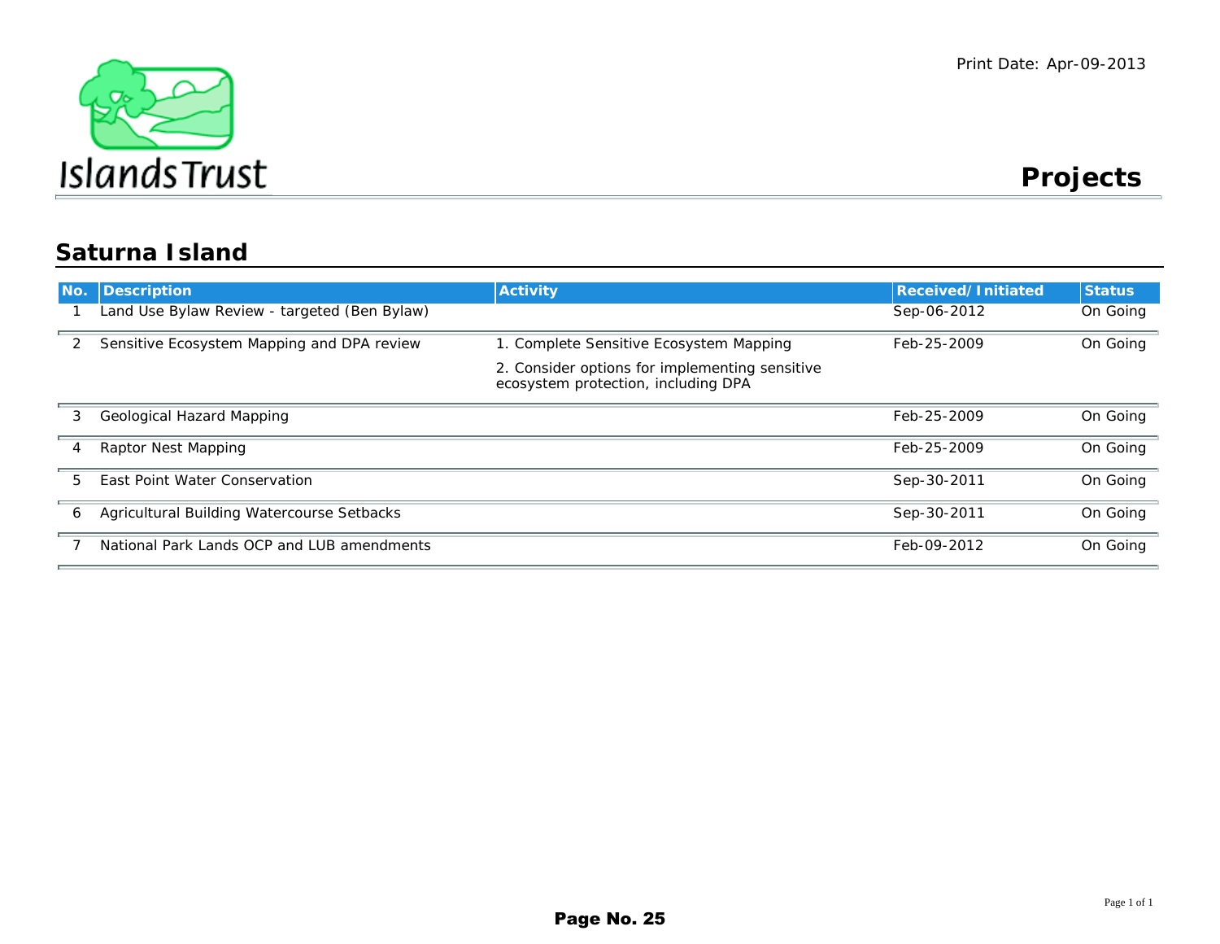Islands Trust

Print Date: Apr-09-2013

# Projects

## Saturna Island

| No. | Description | Activity | Received/Initiated | Status |
|---|---|---|---|---|
| 1 | Land Use Bylaw Review - targeted (Ben Bylaw) | | Sep-06-2012 | On Going |
| 2 | Sensitive Ecosystem Mapping and DPA review | 1. Complete Sensitive Ecosystem Mapping<br>2. Consider options for implementing sensitive ecosystem protection, including DPA | Feb-25-2009 | On Going |
| 3 | Geological Hazard Mapping | | Feb-25-2009 | On Going |
| 4 | Raptor Nest Mapping | | Feb-25-2009 | On Going |
| 5 | East Point Water Conservation | | Sep-30-2011 | On Going |
| 6 | Agricultural Building Watercourse Setbacks | | Sep-30-2011 | On Going |
| 7 | National Park Lands OCP and LUB amendments | | Feb-09-2012 | On Going |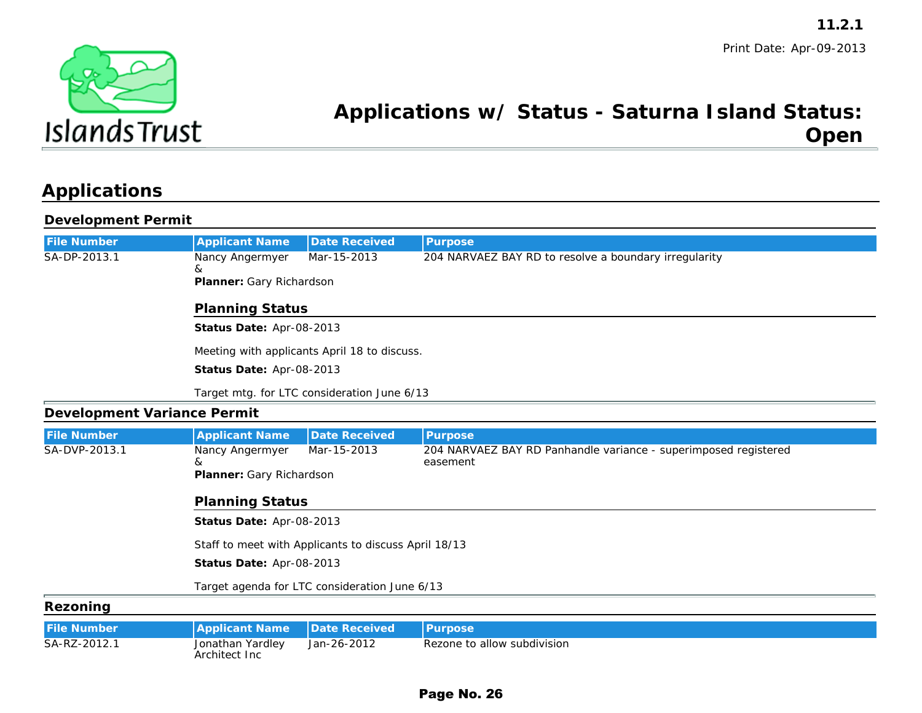11.2.1

Print Date: Apr-09-2013

# Applications w/ Status - Saturna Island Status: Open

## Applications

### Development Permit

| File Number | Applicant Name | Date Received | Purpose |
|---|---|---|---|
| SA-DP-2013.1 | Nancy Angermyer & | Mar-15-2013 | 204 NARVAEZ BAY RD to resolve a boundary irregularity |

**Planner:** Gary Richardson

#### Planning Status

**Status Date:** Apr-08-2013

Meeting with applicants April 18 to discuss.

**Status Date:** Apr-08-2013

Target mtg. for LTC consideration June 6/13

### Development Variance Permit

| File Number | Applicant Name | Date Received | Purpose |
|---|---|---|---|
| SA-DVP-2013.1 | Nancy Angermyer & | Mar-15-2013 | 204 NARVAEZ BAY RD Panhandle variance - superimposed registered easement |

**Planner:** Gary Richardson

#### Planning Status

**Status Date:** Apr-08-2013

Staff to meet with Applicants to discuss April 18/13

**Status Date:** Apr-08-2013

Target agenda for LTC consideration June 6/13

### Rezoning

| File Number | Applicant Name | Date Received | Purpose |
|---|---|---|---|
| SA-RZ-2012.1 | Jonathan Yardley Architect Inc | Jan-26-2012 | Rezone to allow subdivision |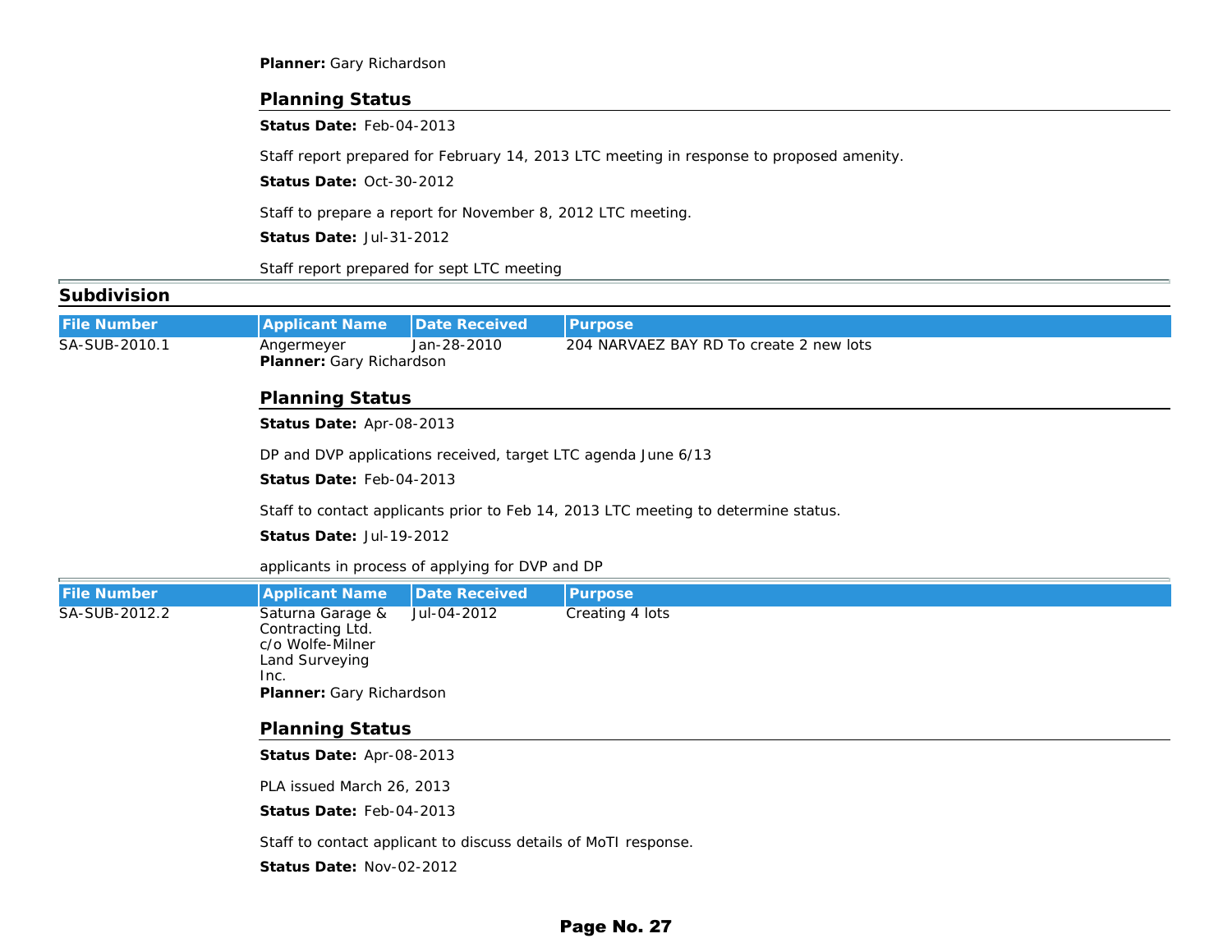**Planner:** Gary Richardson

### Planning Status

**Status Date:** Feb-04-2013

Staff report prepared for February 14, 2013 LTC meeting in response to proposed amenity.

**Status Date:** Oct-30-2012

Staff to prepare a report for November 8, 2012 LTC meeting.

**Status Date:** Jul-31-2012

Staff report prepared for sept LTC meeting

## Subdivision

| File Number | Applicant Name | Date Received | Purpose |
|---|---|---|---|
| SA-SUB-2010.1 | Angermeyer | Jan-28-2010 | 204 NARVAEZ BAY RD To create 2 new lots |

**Planner:** Gary Richardson

### Planning Status

**Status Date:** Apr-08-2013

DP and DVP applications received, target LTC agenda June 6/13

**Status Date:** Feb-04-2013

Staff to contact applicants prior to Feb 14, 2013 LTC meeting to determine status.

**Status Date:** Jul-19-2012

applicants in process of applying for DVP and DP

| File Number | Applicant Name | Date Received | Purpose |
|---|---|---|---|
| SA-SUB-2012.2 | Saturna Garage & Contracting Ltd. c/o Wolfe-Milner Land Surveying Inc. | Jul-04-2012 | Creating 4 lots |

**Planner:** Gary Richardson

### Planning Status

**Status Date:** Apr-08-2013

PLA issued March 26, 2013

**Status Date:** Feb-04-2013

Staff to contact applicant to discuss details of MoTI response.

**Status Date:** Nov-02-2012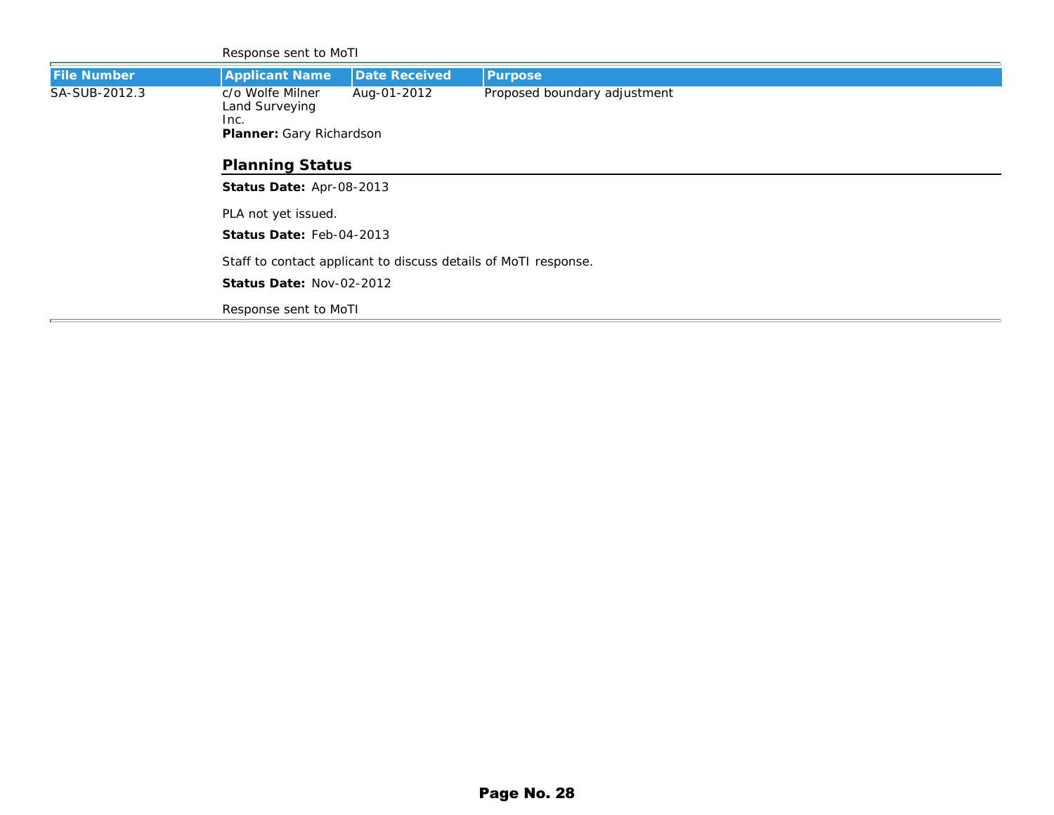Response sent to MoTI

| File Number | Applicant Name | Date Received | Purpose |
| --- | --- | --- | --- |
| SA-SUB-2012.3 | c/o Wolfe Milner Land Surveying Inc. | Aug-01-2012 | Proposed boundary adjustment |

**Planner:** Gary Richardson

### Planning Status

**Status Date:** Apr-08-2013

PLA not yet issued.

**Status Date:** Feb-04-2013

Staff to contact applicant to discuss details of MoTI response.

**Status Date:** Nov-02-2012

Response sent to MoTI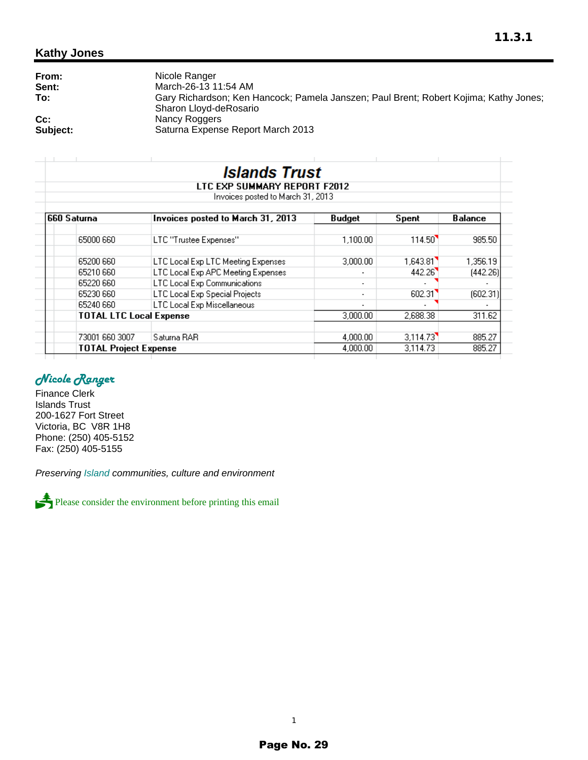11.3.1

## Kathy Jones

**From:** Nicole Ranger
**Sent:** March-26-13 11:54 AM
**To:** Gary Richardson; Ken Hancock; Pamela Janszen; Paul Brent; Robert Kojima; Kathy Jones; Sharon Lloyd-deRosario
**Cc:** Nancy Roggers
**Subject:** Saturna Expense Report March 2013

# Islands Trust

**LTC EXP SUMMARY REPORT F2012**

Invoices posted to March 31, 2013

| 660 Saturna | Invoices posted to March 31, 2013 | Budget | Spent | Balance |
|---|---|---|---|---|
| 65000 660 | LTC "Trustee Expenses" | 1,100.00 | 114.50 | 985.50 |
| 65200 660 | LTC Local Exp LTC Meeting Expenses | 3,000.00 | 1,643.81 | 1,356.19 |
| 65210 660 | LTC Local Exp APC Meeting Expenses | - | 442.26 | (442.26) |
| 65220 660 | LTC Local Exp Communications | - | - | - |
| 65230 660 | LTC Local Exp Special Projects | - | 602.31 | (602.31) |
| 65240 660 | LTC Local Exp Miscellaneous | - | - | - |
| **TOTAL LTC Local Expense** | | 3,000.00 | 2,688.38 | 311.62 |
| 73001 660 3007 | Saturna RAR | 4,000.00 | 3,114.73 | 885.27 |
| **TOTAL Project Expense** | | 4,000.00 | 3,114.73 | 885.27 |

*Nicole Ranger*
Finance Clerk
Islands Trust
200-1627 Fort Street
Victoria, BC V8R 1H8
Phone: (250) 405-5152
Fax: (250) 405-5155

*Preserving Island communities, culture and environment*

Please consider the environment before printing this email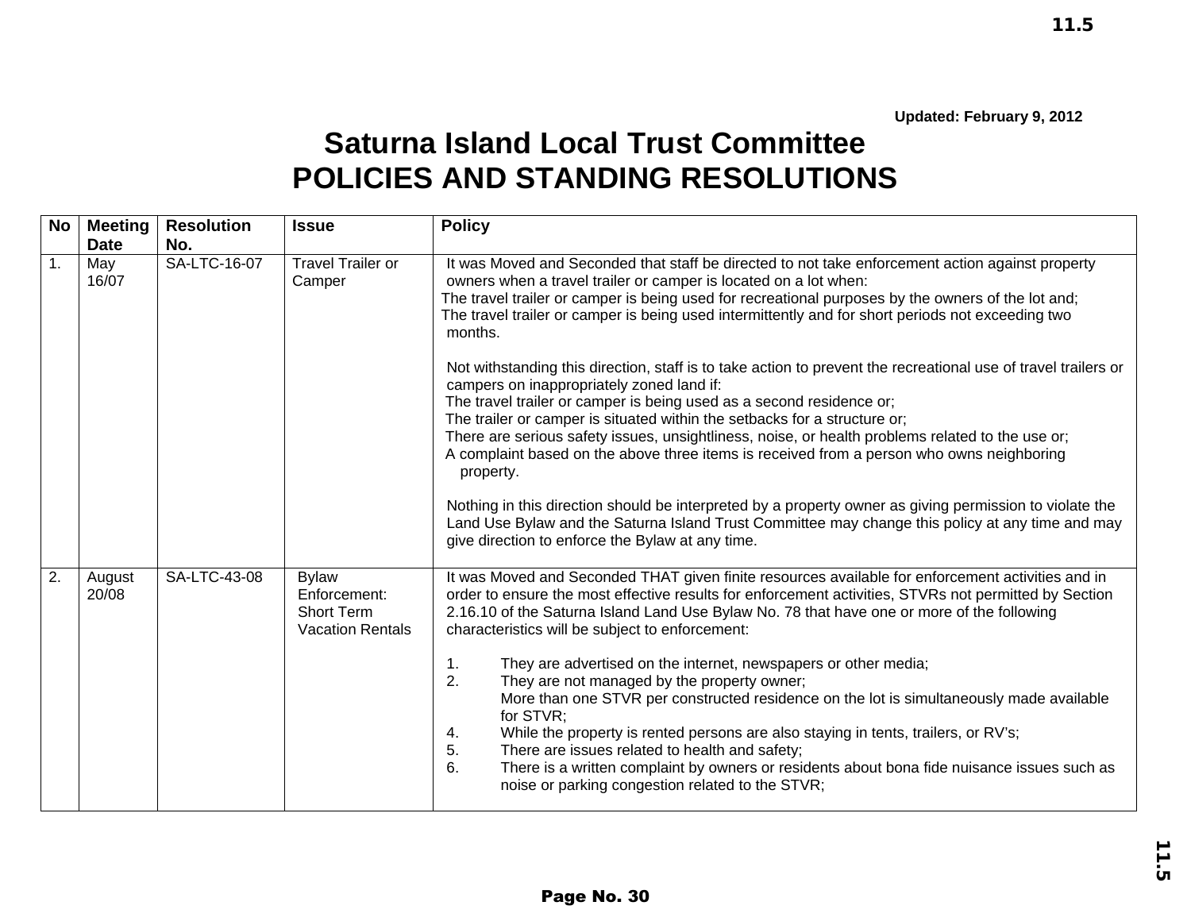Updated: February 9, 2012

# Saturna Island Local Trust Committee
# POLICIES AND STANDING RESOLUTIONS

| No | Meeting Date | Resolution No. | Issue | Policy |
|---|---|---|---|---|
| 1. | May 16/07 | SA-LTC-16-07 | Travel Trailer or Camper | It was Moved and Seconded that staff be directed to not take enforcement action against property owners when a travel trailer or camper is located on a lot when:<br>The travel trailer or camper is being used for recreational purposes by the owners of the lot and;<br>The travel trailer or camper is being used intermittently and for short periods not exceeding two months.<br><br>Not withstanding this direction, staff is to take action to prevent the recreational use of travel trailers or campers on inappropriately zoned land if:<br>The travel trailer or camper is being used as a second residence or;<br>The trailer or camper is situated within the setbacks for a structure or;<br>There are serious safety issues, unsightliness, noise, or health problems related to the use or;<br>A complaint based on the above three items is received from a person who owns neighboring property.<br><br>Nothing in this direction should be interpreted by a property owner as giving permission to violate the Land Use Bylaw and the Saturna Island Trust Committee may change this policy at any time and may give direction to enforce the Bylaw at any time. |
| 2. | August 20/08 | SA-LTC-43-08 | Bylaw Enforcement: Short Term Vacation Rentals | It was Moved and Seconded THAT given finite resources available for enforcement activities and in order to ensure the most effective results for enforcement activities, STVRs not permitted by Section 2.16.10 of the Saturna Island Land Use Bylaw No. 78 that have one or more of the following characteristics will be subject to enforcement:<br><br>1. They are advertised on the internet, newspapers or other media;<br>2. They are not managed by the property owner;<br>More than one STVR per constructed residence on the lot is simultaneously made available for STVR;<br>4. While the property is rented persons are also staying in tents, trailers, or RV's;<br>5. There are issues related to health and safety;<br>6. There is a written complaint by owners or residents about bona fide nuisance issues such as noise or parking congestion related to the STVR; |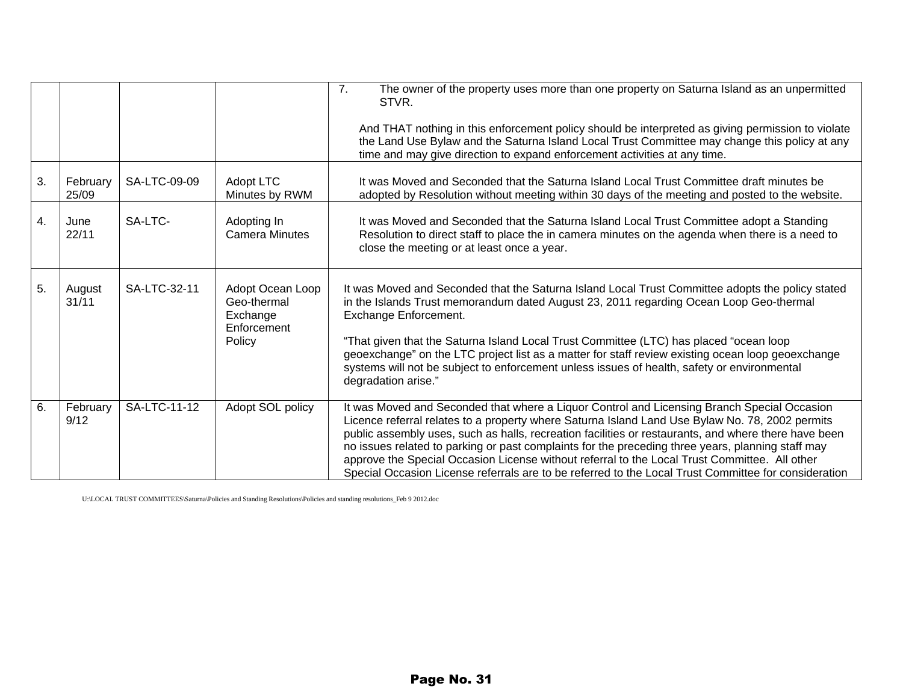| | | | | |
|---|---|---|---|---|
| | | | | 7. The owner of the property uses more than one property on Saturna Island as an unpermitted STVR.<br><br>And THAT nothing in this enforcement policy should be interpreted as giving permission to violate the Land Use Bylaw and the Saturna Island Local Trust Committee may change this policy at any time and may give direction to expand enforcement activities at any time. |
| 3. | February 25/09 | SA-LTC-09-09 | Adopt LTC Minutes by RWM | It was Moved and Seconded that the Saturna Island Local Trust Committee draft minutes be adopted by Resolution without meeting within 30 days of the meeting and posted to the website. |
| 4. | June 22/11 | SA-LTC- | Adopting In Camera Minutes | It was Moved and Seconded that the Saturna Island Local Trust Committee adopt a Standing Resolution to direct staff to place the in camera minutes on the agenda when there is a need to close the meeting or at least once a year. |
| 5. | August 31/11 | SA-LTC-32-11 | Adopt Ocean Loop Geo-thermal Exchange Enforcement Policy | It was Moved and Seconded that the Saturna Island Local Trust Committee adopts the policy stated in the Islands Trust memorandum dated August 23, 2011 regarding Ocean Loop Geo-thermal Exchange Enforcement.<br><br>"That given that the Saturna Island Local Trust Committee (LTC) has placed "ocean loop geoexchange" on the LTC project list as a matter for staff review existing ocean loop geoexchange systems will not be subject to enforcement unless issues of health, safety or environmental degradation arise." |
| 6. | February 9/12 | SA-LTC-11-12 | Adopt SOL policy | It was Moved and Seconded that where a Liquor Control and Licensing Branch Special Occasion Licence referral relates to a property where Saturna Island Land Use Bylaw No. 78, 2002 permits public assembly uses, such as halls, recreation facilities or restaurants, and where there have been no issues related to parking or past complaints for the preceding three years, planning staff may approve the Special Occasion License without referral to the Local Trust Committee. All other Special Occasion License referrals are to be referred to the Local Trust Committee for consideration |

U:\LOCAL TRUST COMMITTEES\Saturna\Policies and Standing Resolutions\Policies and standing resolutions_Feb 9 2012.doc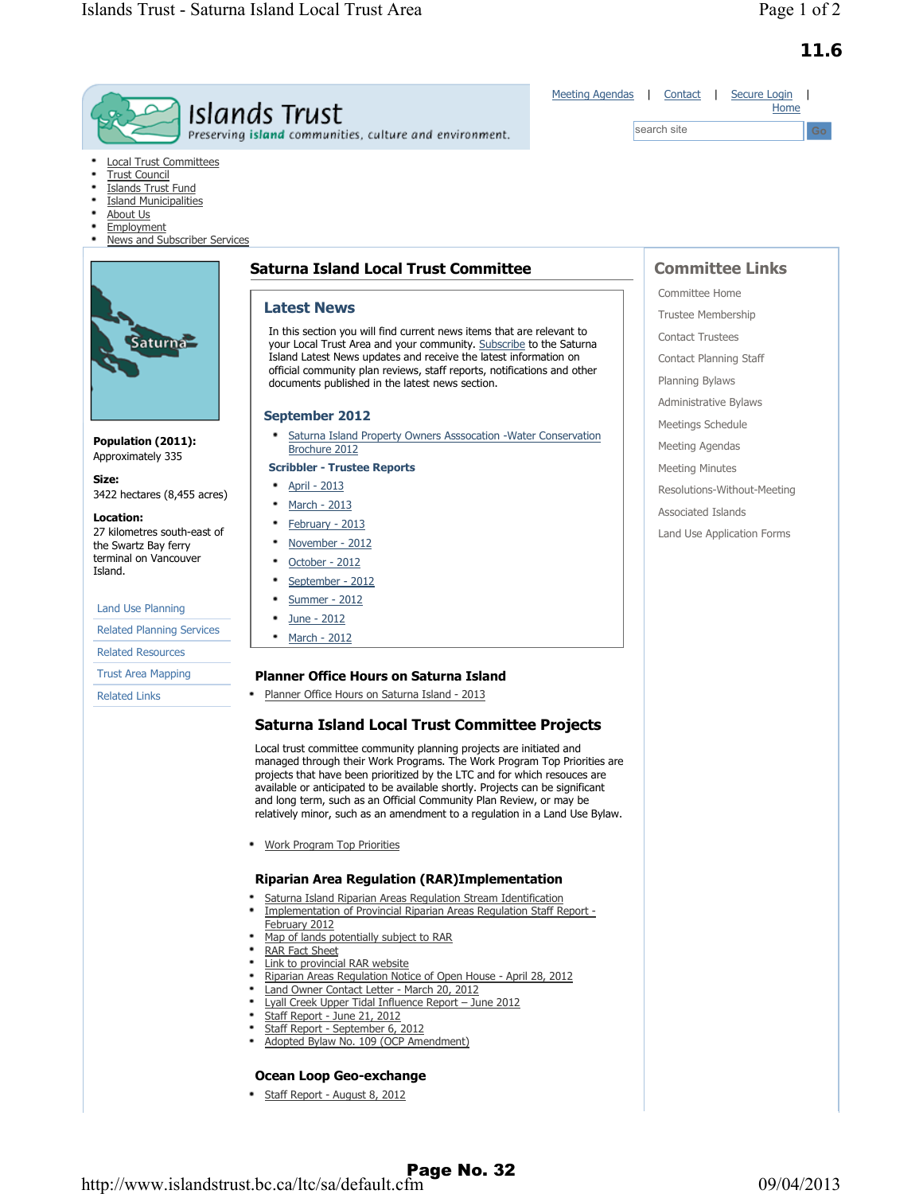11.6

Islands Trust
Preserving island communities, culture and environment.

Meeting Agendas | Contact | Secure Login | Home

- Local Trust Committees
- Trust Council
- Islands Trust Fund
- Island Municipalities
- About Us
- Employment
- News and Subscriber Services

Saturna

**Population (2011):**
Approximately 335

**Size:**
3422 hectares (8,455 acres)

**Location:**
27 kilometres south-east of the Swartz Bay ferry terminal on Vancouver Island.

- Land Use Planning
- Related Planning Services
- Related Resources
- Trust Area Mapping
- Related Links

## Saturna Island Local Trust Committee

### Latest News

In this section you will find current news items that are relevant to your Local Trust Area and your community. Subscribe to the Saturna Island Latest News updates and receive the latest information on official community plan reviews, staff reports, notifications and other documents published in the latest news section.

#### September 2012

- Saturna Island Property Owners Asssocation -Water Conservation Brochure 2012

**Scribbler - Trustee Reports**

- April - 2013
- March - 2013
- February - 2013
- November - 2012
- October - 2012
- September - 2012
- Summer - 2012
- June - 2012
- March - 2012

### Planner Office Hours on Saturna Island

- Planner Office Hours on Saturna Island - 2013

### Saturna Island Local Trust Committee Projects

Local trust committee community planning projects are initiated and managed through their Work Programs. The Work Program Top Priorities are projects that have been prioritized by the LTC and for which resouces are available or anticipated to be available shortly. Projects can be significant and long term, such as an Official Community Plan Review, or may be relatively minor, such as an amendment to a regulation in a Land Use Bylaw.

- Work Program Top Priorities

### Riparian Area Regulation (RAR)Implementation

- Saturna Island Riparian Areas Regulation Stream Identification
- Implementation of Provincial Riparian Areas Regulation Staff Report - February 2012
- Map of lands potentially subject to RAR
- RAR Fact Sheet
- Link to provincial RAR website
- Riparian Areas Regulation Notice of Open House - April 28, 2012
- Land Owner Contact Letter - March 20, 2012
- Lyall Creek Upper Tidal Influence Report – June 2012
- Staff Report - June 21, 2012
- Staff Report - September 6, 2012
- Adopted Bylaw No. 109 (OCP Amendment)

### Ocean Loop Geo-exchange

- Staff Report - August 8, 2012

## Committee Links

- Committee Home
- Trustee Membership
- Contact Trustees
- Contact Planning Staff
- Planning Bylaws
- Administrative Bylaws
- Meetings Schedule
- Meeting Agendas
- Meeting Minutes
- Resolutions-Without-Meeting
- Associated Islands
- Land Use Application Forms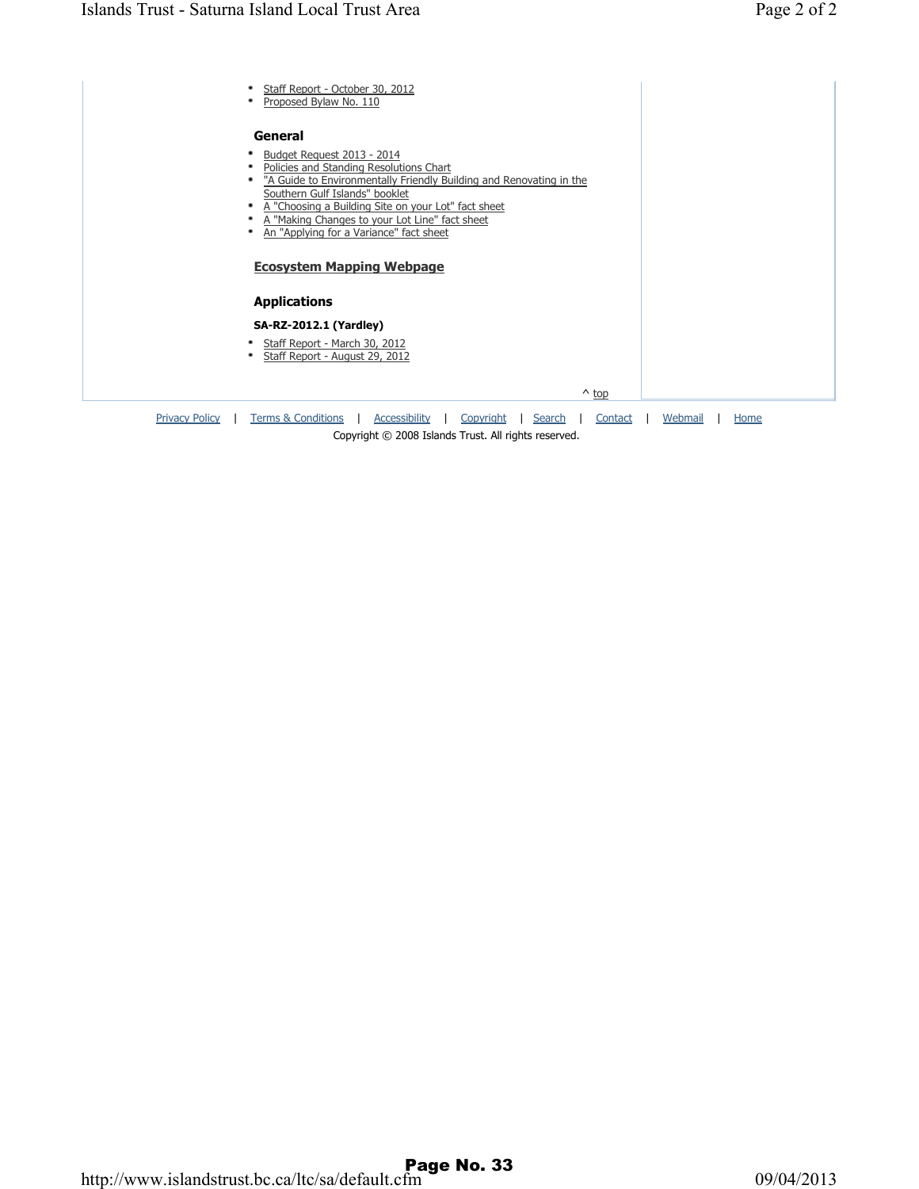- Staff Report - October 30, 2012
- Proposed Bylaw No. 110

### General

- Budget Request 2013 - 2014
- Policies and Standing Resolutions Chart
- "A Guide to Environmentally Friendly Building and Renovating in the Southern Gulf Islands" booklet
- A "Choosing a Building Site on your Lot" fact sheet
- A "Making Changes to your Lot Line" fact sheet
- An "Applying for a Variance" fact sheet

### Ecosystem Mapping Webpage

### Applications

**SA-RZ-2012.1 (Yardley)**

- Staff Report - March 30, 2012
- Staff Report - August 29, 2012

^ top

Privacy Policy | Terms & Conditions | Accessibility | Copyright | Search | Contact | Webmail | Home

Copyright © 2008 Islands Trust. All rights reserved.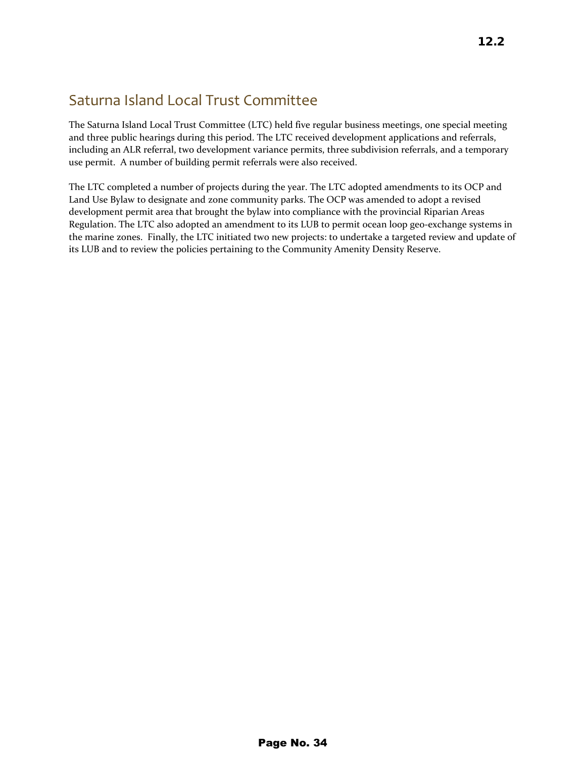## Saturna Island Local Trust Committee

The Saturna Island Local Trust Committee (LTC) held five regular business meetings, one special meeting and three public hearings during this period. The LTC received development applications and referrals, including an ALR referral, two development variance permits, three subdivision referrals, and a temporary use permit. A number of building permit referrals were also received.

The LTC completed a number of projects during the year. The LTC adopted amendments to its OCP and Land Use Bylaw to designate and zone community parks. The OCP was amended to adopt a revised development permit area that brought the bylaw into compliance with the provincial Riparian Areas Regulation. The LTC also adopted an amendment to its LUB to permit ocean loop geo-exchange systems in the marine zones. Finally, the LTC initiated two new projects: to undertake a targeted review and update of its LUB and to review the policies pertaining to the Community Amenity Density Reserve.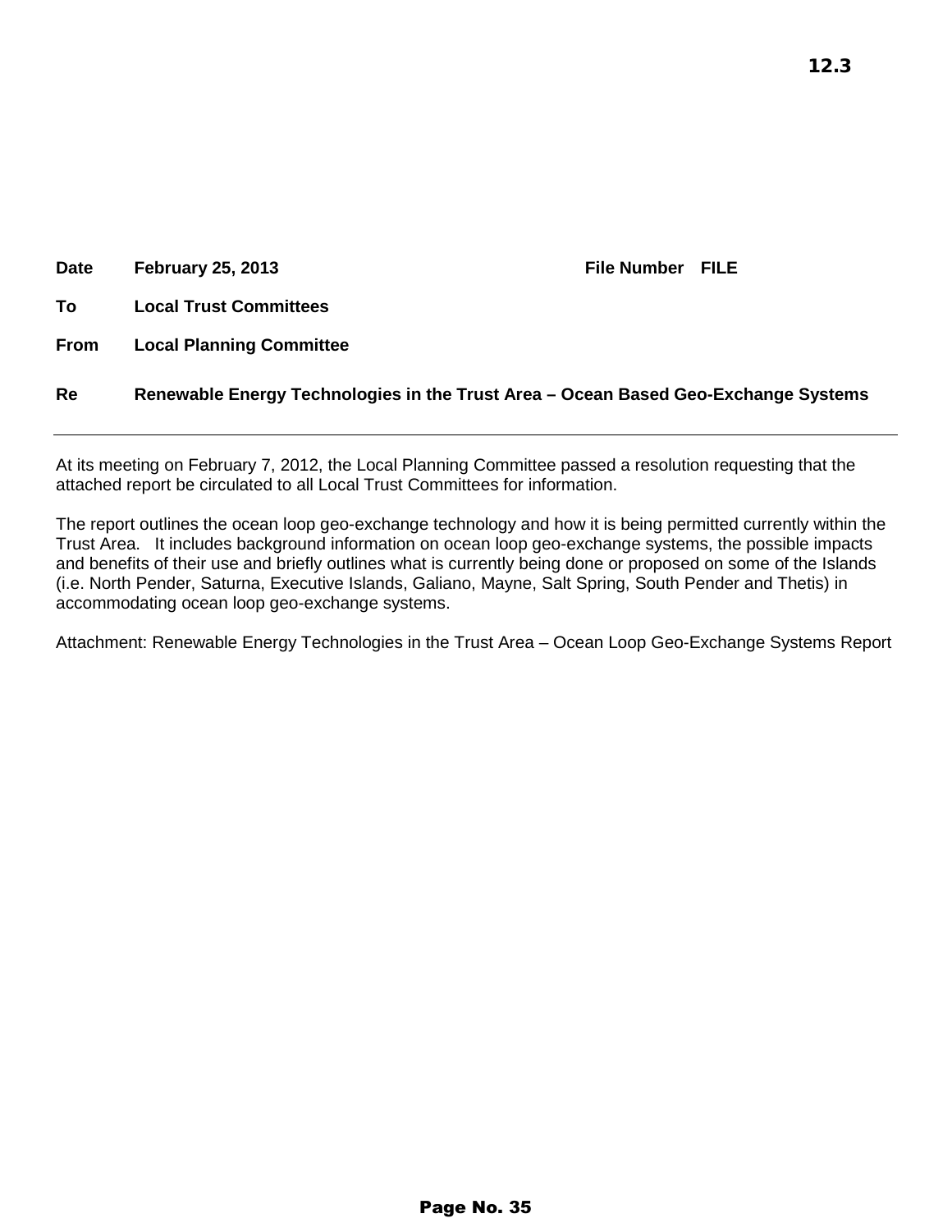12.3

**Date** **February 25, 2013** **File Number** **FILE**

**To** **Local Trust Committees**

**From** **Local Planning Committee**

**Re** **Renewable Energy Technologies in the Trust Area – Ocean Based Geo-Exchange Systems**

---

At its meeting on February 7, 2012, the Local Planning Committee passed a resolution requesting that the attached report be circulated to all Local Trust Committees for information.

The report outlines the ocean loop geo-exchange technology and how it is being permitted currently within the Trust Area. It includes background information on ocean loop geo-exchange systems, the possible impacts and benefits of their use and briefly outlines what is currently being done or proposed on some of the Islands (i.e. North Pender, Saturna, Executive Islands, Galiano, Mayne, Salt Spring, South Pender and Thetis) in accommodating ocean loop geo-exchange systems.

Attachment: Renewable Energy Technologies in the Trust Area – Ocean Loop Geo-Exchange Systems Report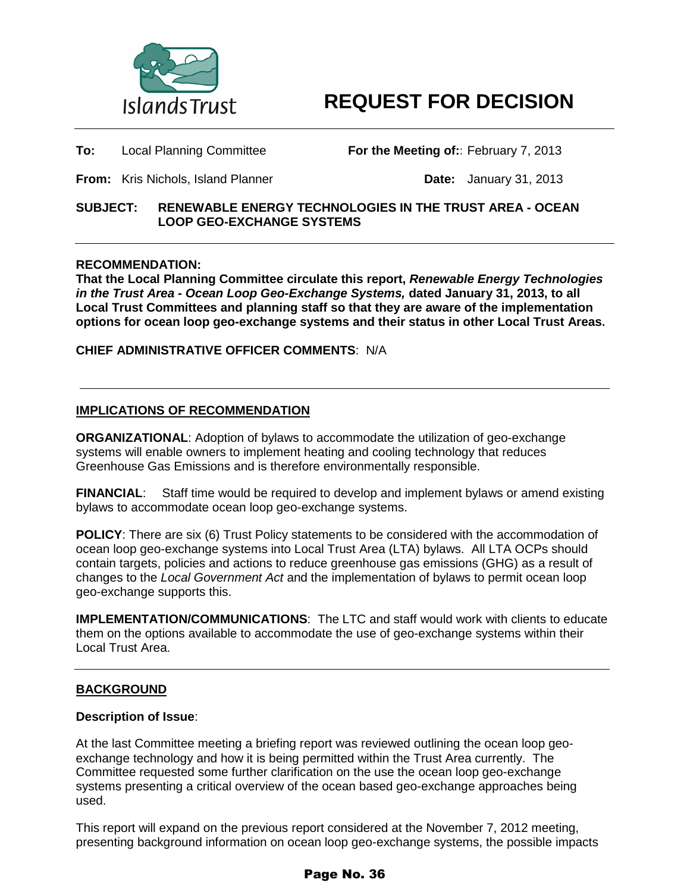# REQUEST FOR DECISION

**To:** Local Planning Committee **For the Meeting of:**: February 7, 2013

**From:** Kris Nichols, Island Planner **Date:** January 31, 2013

**SUBJECT: RENEWABLE ENERGY TECHNOLOGIES IN THE TRUST AREA - OCEAN LOOP GEO-EXCHANGE SYSTEMS**

---

**RECOMMENDATION:**

**That the Local Planning Committee circulate this report, *Renewable Energy Technologies in the Trust Area - Ocean Loop Geo-Exchange Systems,* dated January 31, 2013, to all Local Trust Committees and planning staff so that they are aware of the implementation options for ocean loop geo-exchange systems and their status in other Local Trust Areas.**

**CHIEF ADMINISTRATIVE OFFICER COMMENTS**: N/A

---

## IMPLICATIONS OF RECOMMENDATION

**ORGANIZATIONAL**: Adoption of bylaws to accommodate the utilization of geo-exchange systems will enable owners to implement heating and cooling technology that reduces Greenhouse Gas Emissions and is therefore environmentally responsible.

**FINANCIAL**: Staff time would be required to develop and implement bylaws or amend existing bylaws to accommodate ocean loop geo-exchange systems.

**POLICY**: There are six (6) Trust Policy statements to be considered with the accommodation of ocean loop geo-exchange systems into Local Trust Area (LTA) bylaws. All LTA OCPs should contain targets, policies and actions to reduce greenhouse gas emissions (GHG) as a result of changes to the *Local Government Act* and the implementation of bylaws to permit ocean loop geo-exchange supports this.

**IMPLEMENTATION/COMMUNICATIONS**: The LTC and staff would work with clients to educate them on the options available to accommodate the use of geo-exchange systems within their Local Trust Area.

---

## BACKGROUND

**Description of Issue**:

At the last Committee meeting a briefing report was reviewed outlining the ocean loop geo-exchange technology and how it is being permitted within the Trust Area currently. The Committee requested some further clarification on the use the ocean loop geo-exchange systems presenting a critical overview of the ocean based geo-exchange approaches being used.

This report will expand on the previous report considered at the November 7, 2012 meeting, presenting background information on ocean loop geo-exchange systems, the possible impacts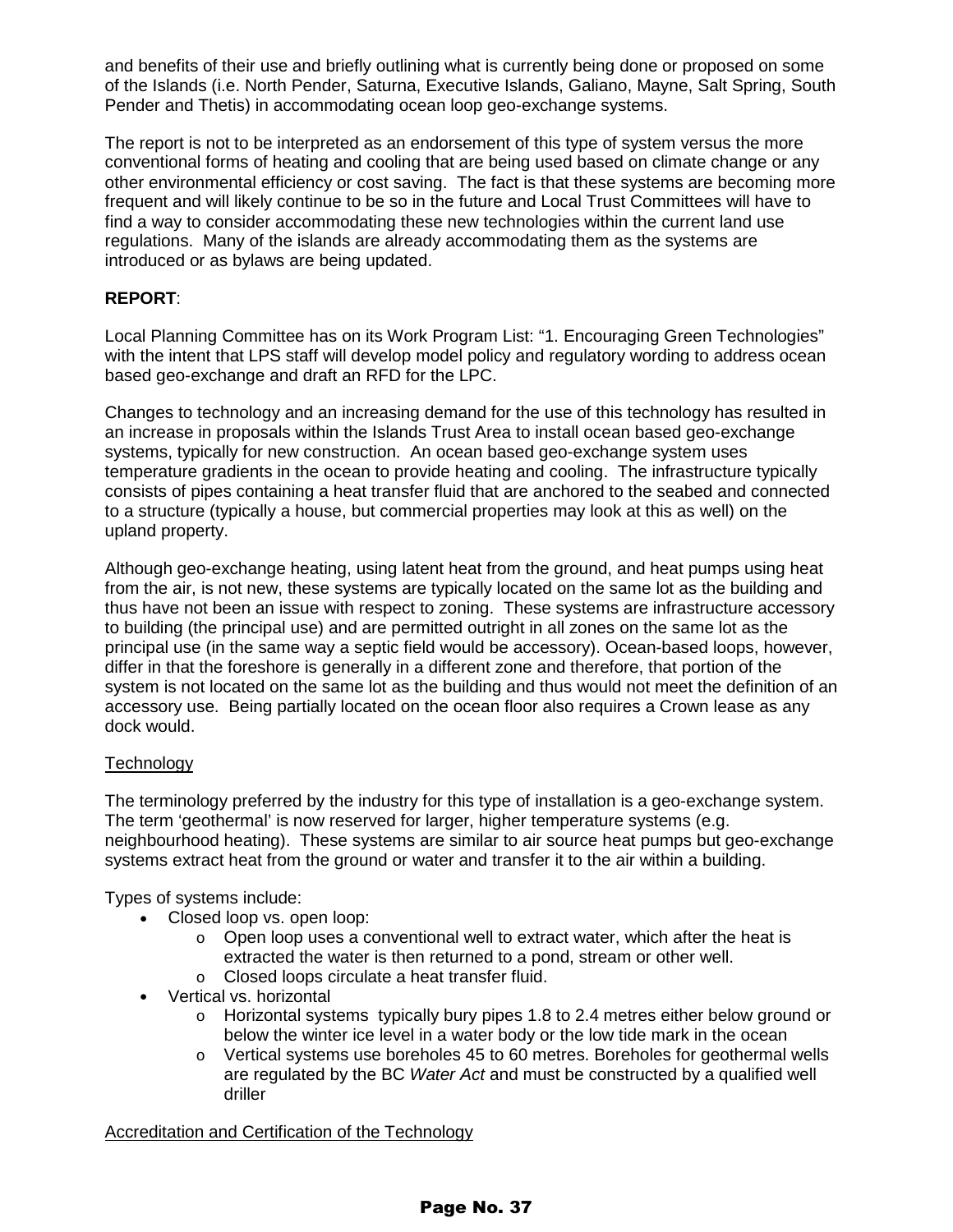and benefits of their use and briefly outlining what is currently being done or proposed on some of the Islands (i.e. North Pender, Saturna, Executive Islands, Galiano, Mayne, Salt Spring, South Pender and Thetis) in accommodating ocean loop geo-exchange systems.

The report is not to be interpreted as an endorsement of this type of system versus the more conventional forms of heating and cooling that are being used based on climate change or any other environmental efficiency or cost saving. The fact is that these systems are becoming more frequent and will likely continue to be so in the future and Local Trust Committees will have to find a way to consider accommodating these new technologies within the current land use regulations. Many of the islands are already accommodating them as the systems are introduced or as bylaws are being updated.

**REPORT**:

Local Planning Committee has on its Work Program List: “1. Encouraging Green Technologies” with the intent that LPS staff will develop model policy and regulatory wording to address ocean based geo-exchange and draft an RFD for the LPC.

Changes to technology and an increasing demand for the use of this technology has resulted in an increase in proposals within the Islands Trust Area to install ocean based geo-exchange systems, typically for new construction. An ocean based geo-exchange system uses temperature gradients in the ocean to provide heating and cooling. The infrastructure typically consists of pipes containing a heat transfer fluid that are anchored to the seabed and connected to a structure (typically a house, but commercial properties may look at this as well) on the upland property.

Although geo-exchange heating, using latent heat from the ground, and heat pumps using heat from the air, is not new, these systems are typically located on the same lot as the building and thus have not been an issue with respect to zoning. These systems are infrastructure accessory to building (the principal use) and are permitted outright in all zones on the same lot as the principal use (in the same way a septic field would be accessory). Ocean-based loops, however, differ in that the foreshore is generally in a different zone and therefore, that portion of the system is not located on the same lot as the building and thus would not meet the definition of an accessory use. Being partially located on the ocean floor also requires a Crown lease as any dock would.

<u>Technology</u>

The terminology preferred by the industry for this type of installation is a geo-exchange system. The term ‘geothermal’ is now reserved for larger, higher temperature systems (e.g. neighbourhood heating). These systems are similar to air source heat pumps but geo-exchange systems extract heat from the ground or water and transfer it to the air within a building.

Types of systems include:

- Closed loop vs. open loop:
  - Open loop uses a conventional well to extract water, which after the heat is extracted the water is then returned to a pond, stream or other well.
  - Closed loops circulate a heat transfer fluid.
- Vertical vs. horizontal
  - Horizontal systems typically bury pipes 1.8 to 2.4 metres either below ground or below the winter ice level in a water body or the low tide mark in the ocean
  - Vertical systems use boreholes 45 to 60 metres. Boreholes for geothermal wells are regulated by the BC *Water Act* and must be constructed by a qualified well driller

<u>Accreditation and Certification of the Technology</u>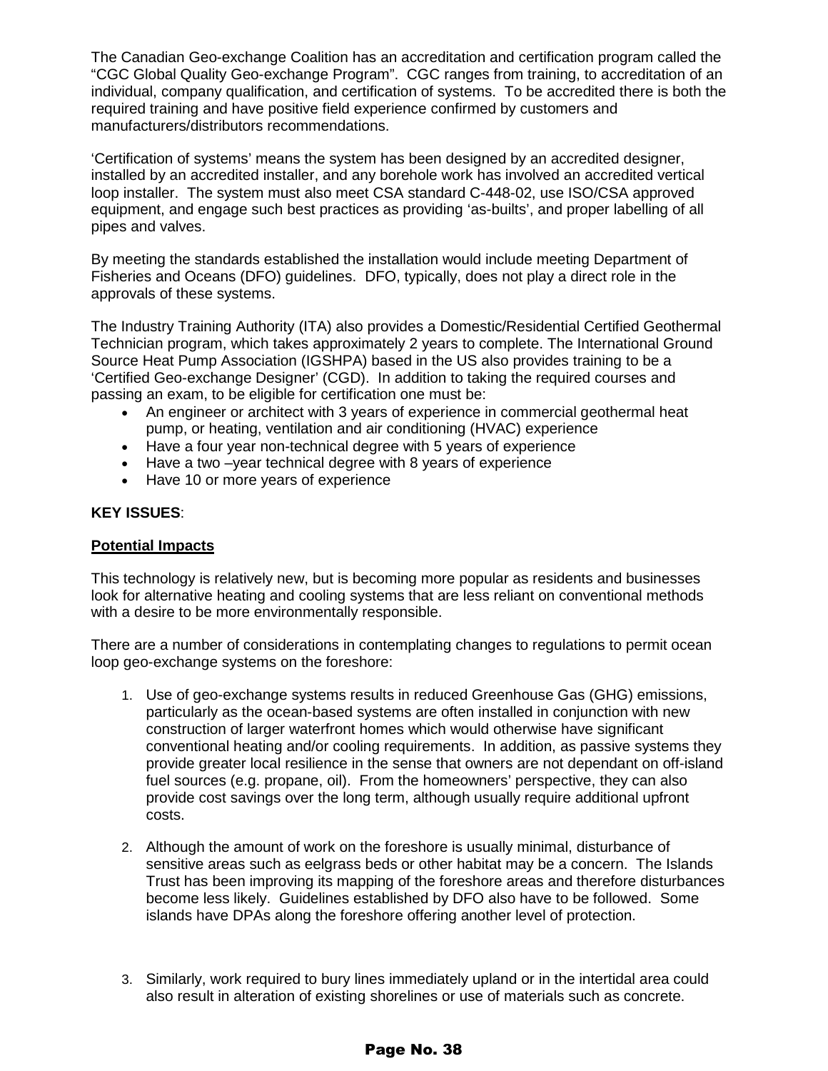The Canadian Geo-exchange Coalition has an accreditation and certification program called the "CGC Global Quality Geo-exchange Program". CGC ranges from training, to accreditation of an individual, company qualification, and certification of systems. To be accredited there is both the required training and have positive field experience confirmed by customers and manufacturers/distributors recommendations.

'Certification of systems' means the system has been designed by an accredited designer, installed by an accredited installer, and any borehole work has involved an accredited vertical loop installer. The system must also meet CSA standard C-448-02, use ISO/CSA approved equipment, and engage such best practices as providing 'as-builts', and proper labelling of all pipes and valves.

By meeting the standards established the installation would include meeting Department of Fisheries and Oceans (DFO) guidelines. DFO, typically, does not play a direct role in the approvals of these systems.

The Industry Training Authority (ITA) also provides a Domestic/Residential Certified Geothermal Technician program, which takes approximately 2 years to complete. The International Ground Source Heat Pump Association (IGSHPA) based in the US also provides training to be a 'Certified Geo-exchange Designer' (CGD). In addition to taking the required courses and passing an exam, to be eligible for certification one must be:

- An engineer or architect with 3 years of experience in commercial geothermal heat pump, or heating, ventilation and air conditioning (HVAC) experience
- Have a four year non-technical degree with 5 years of experience
- Have a two –year technical degree with 8 years of experience
- Have 10 or more years of experience

**KEY ISSUES**:

**Potential Impacts**

This technology is relatively new, but is becoming more popular as residents and businesses look for alternative heating and cooling systems that are less reliant on conventional methods with a desire to be more environmentally responsible.

There are a number of considerations in contemplating changes to regulations to permit ocean loop geo-exchange systems on the foreshore:

1. Use of geo-exchange systems results in reduced Greenhouse Gas (GHG) emissions, particularly as the ocean-based systems are often installed in conjunction with new construction of larger waterfront homes which would otherwise have significant conventional heating and/or cooling requirements. In addition, as passive systems they provide greater local resilience in the sense that owners are not dependant on off-island fuel sources (e.g. propane, oil). From the homeowners' perspective, they can also provide cost savings over the long term, although usually require additional upfront costs.

2. Although the amount of work on the foreshore is usually minimal, disturbance of sensitive areas such as eelgrass beds or other habitat may be a concern. The Islands Trust has been improving its mapping of the foreshore areas and therefore disturbances become less likely. Guidelines established by DFO also have to be followed. Some islands have DPAs along the foreshore offering another level of protection.

3. Similarly, work required to bury lines immediately upland or in the intertidal area could also result in alteration of existing shorelines or use of materials such as concrete.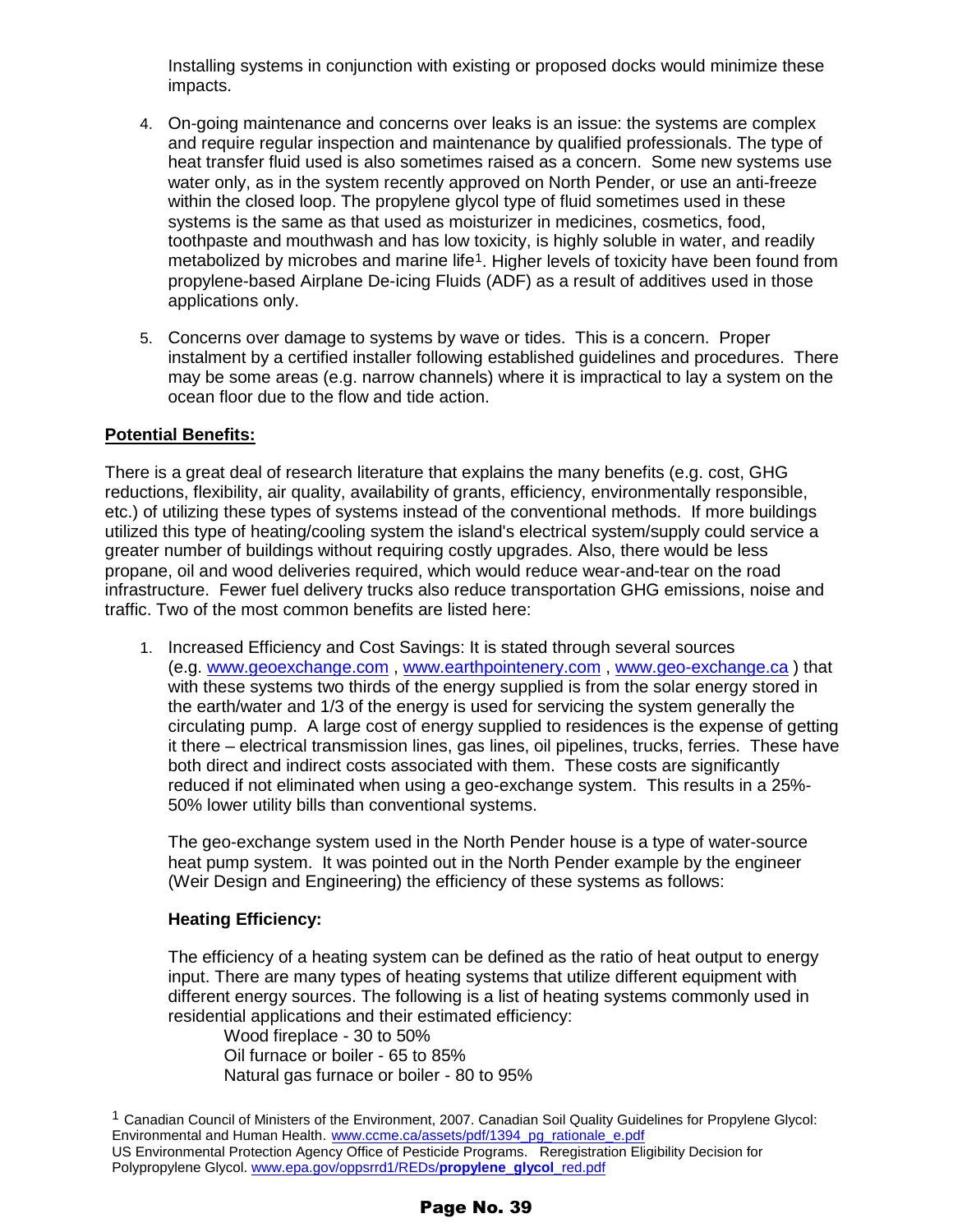Installing systems in conjunction with existing or proposed docks would minimize these impacts.

4. On-going maintenance and concerns over leaks is an issue: the systems are complex and require regular inspection and maintenance by qualified professionals. The type of heat transfer fluid used is also sometimes raised as a concern. Some new systems use water only, as in the system recently approved on North Pender, or use an anti-freeze within the closed loop. The propylene glycol type of fluid sometimes used in these systems is the same as that used as moisturizer in medicines, cosmetics, food, toothpaste and mouthwash and has low toxicity, is highly soluble in water, and readily metabolized by microbes and marine life[1]. Higher levels of toxicity have been found from propylene-based Airplane De-icing Fluids (ADF) as a result of additives used in those applications only.

5. Concerns over damage to systems by wave or tides. This is a concern. Proper instalment by a certified installer following established guidelines and procedures. There may be some areas (e.g. narrow channels) where it is impractical to lay a system on the ocean floor due to the flow and tide action.

**Potential Benefits:**

There is a great deal of research literature that explains the many benefits (e.g. cost, GHG reductions, flexibility, air quality, availability of grants, efficiency, environmentally responsible, etc.) of utilizing these types of systems instead of the conventional methods. If more buildings utilized this type of heating/cooling system the island's electrical system/supply could service a greater number of buildings without requiring costly upgrades. Also, there would be less propane, oil and wood deliveries required, which would reduce wear-and-tear on the road infrastructure. Fewer fuel delivery trucks also reduce transportation GHG emissions, noise and traffic. Two of the most common benefits are listed here:

1. Increased Efficiency and Cost Savings: It is stated through several sources (e.g. www.geoexchange.com , www.earthpointenery.com , www.geo-exchange.ca ) that with these systems two thirds of the energy supplied is from the solar energy stored in the earth/water and 1/3 of the energy is used for servicing the system generally the circulating pump. A large cost of energy supplied to residences is the expense of getting it there – electrical transmission lines, gas lines, oil pipelines, trucks, ferries. These have both direct and indirect costs associated with them. These costs are significantly reduced if not eliminated when using a geo-exchange system. This results in a 25%-50% lower utility bills than conventional systems.

   The geo-exchange system used in the North Pender house is a type of water-source heat pump system. It was pointed out in the North Pender example by the engineer (Weir Design and Engineering) the efficiency of these systems as follows:

   **Heating Efficiency:**

   The efficiency of a heating system can be defined as the ratio of heat output to energy input. There are many types of heating systems that utilize different equipment with different energy sources. The following is a list of heating systems commonly used in residential applications and their estimated efficiency:

   Wood fireplace - 30 to 50%
   Oil furnace or boiler - 65 to 85%
   Natural gas furnace or boiler - 80 to 95%

[1] Canadian Council of Ministers of the Environment, 2007. Canadian Soil Quality Guidelines for Propylene Glycol: Environmental and Human Health. www.ccme.ca/assets/pdf/1394_pg_rationale_e.pdf
US Environmental Protection Agency Office of Pesticide Programs. Reregistration Eligibility Decision for Polypropylene Glycol. www.epa.gov/oppsrrd1/REDs/**propylene_glycol**_red.pdf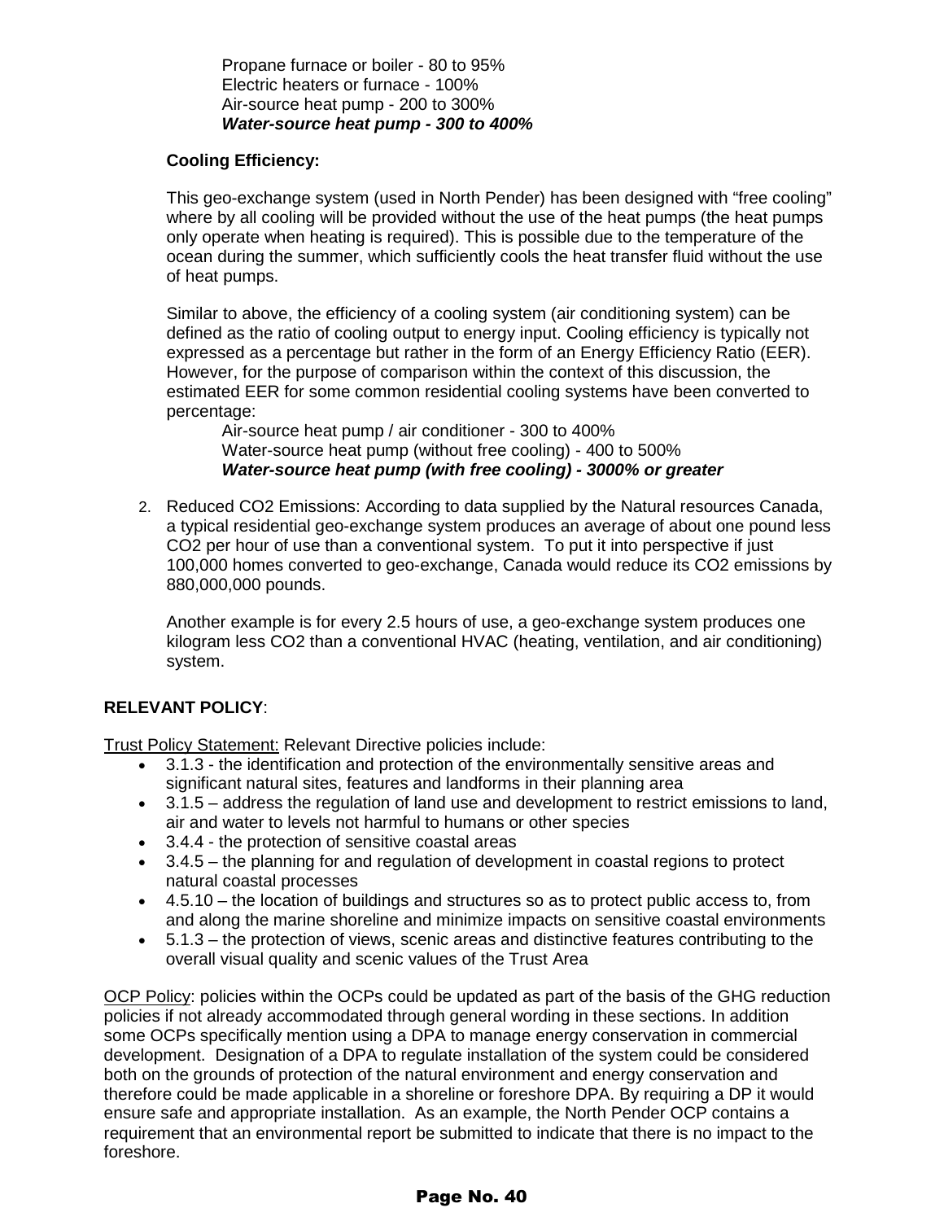Propane furnace or boiler - 80 to 95%
Electric heaters or furnace - 100%
Air-source heat pump - 200 to 300%
***Water-source heat pump - 300 to 400%***

**Cooling Efficiency:**

This geo-exchange system (used in North Pender) has been designed with "free cooling" where by all cooling will be provided without the use of the heat pumps (the heat pumps only operate when heating is required). This is possible due to the temperature of the ocean during the summer, which sufficiently cools the heat transfer fluid without the use of heat pumps.

Similar to above, the efficiency of a cooling system (air conditioning system) can be defined as the ratio of cooling output to energy input. Cooling efficiency is typically not expressed as a percentage but rather in the form of an Energy Efficiency Ratio (EER). However, for the purpose of comparison within the context of this discussion, the estimated EER for some common residential cooling systems have been converted to percentage:

Air-source heat pump / air conditioner - 300 to 400%
Water-source heat pump (without free cooling) - 400 to 500%
***Water-source heat pump (with free cooling) - 3000% or greater***

2. Reduced $CO_2$ Emissions: According to data supplied by the Natural resources Canada, a typical residential geo-exchange system produces an average of about one pound less $CO_2$ per hour of use than a conventional system. To put it into perspective if just 100,000 homes converted to geo-exchange, Canada would reduce its $CO_2$ emissions by 880,000,000 pounds.

   Another example is for every 2.5 hours of use, a geo-exchange system produces one kilogram less $CO_2$ than a conventional HVAC (heating, ventilation, and air conditioning) system.

**RELEVANT POLICY**:

Trust Policy Statement: Relevant Directive policies include:

- 3.1.3 - the identification and protection of the environmentally sensitive areas and significant natural sites, features and landforms in their planning area
- 3.1.5 – address the regulation of land use and development to restrict emissions to land, air and water to levels not harmful to humans or other species
- 3.4.4 - the protection of sensitive coastal areas
- 3.4.5 – the planning for and regulation of development in coastal regions to protect natural coastal processes
- 4.5.10 – the location of buildings and structures so as to protect public access to, from and along the marine shoreline and minimize impacts on sensitive coastal environments
- 5.1.3 – the protection of views, scenic areas and distinctive features contributing to the overall visual quality and scenic values of the Trust Area

OCP Policy: policies within the OCPs could be updated as part of the basis of the GHG reduction policies if not already accommodated through general wording in these sections. In addition some OCPs specifically mention using a DPA to manage energy conservation in commercial development. Designation of a DPA to regulate installation of the system could be considered both on the grounds of protection of the natural environment and energy conservation and therefore could be made applicable in a shoreline or foreshore DPA. By requiring a DP it would ensure safe and appropriate installation. As an example, the North Pender OCP contains a requirement that an environmental report be submitted to indicate that there is no impact to the foreshore.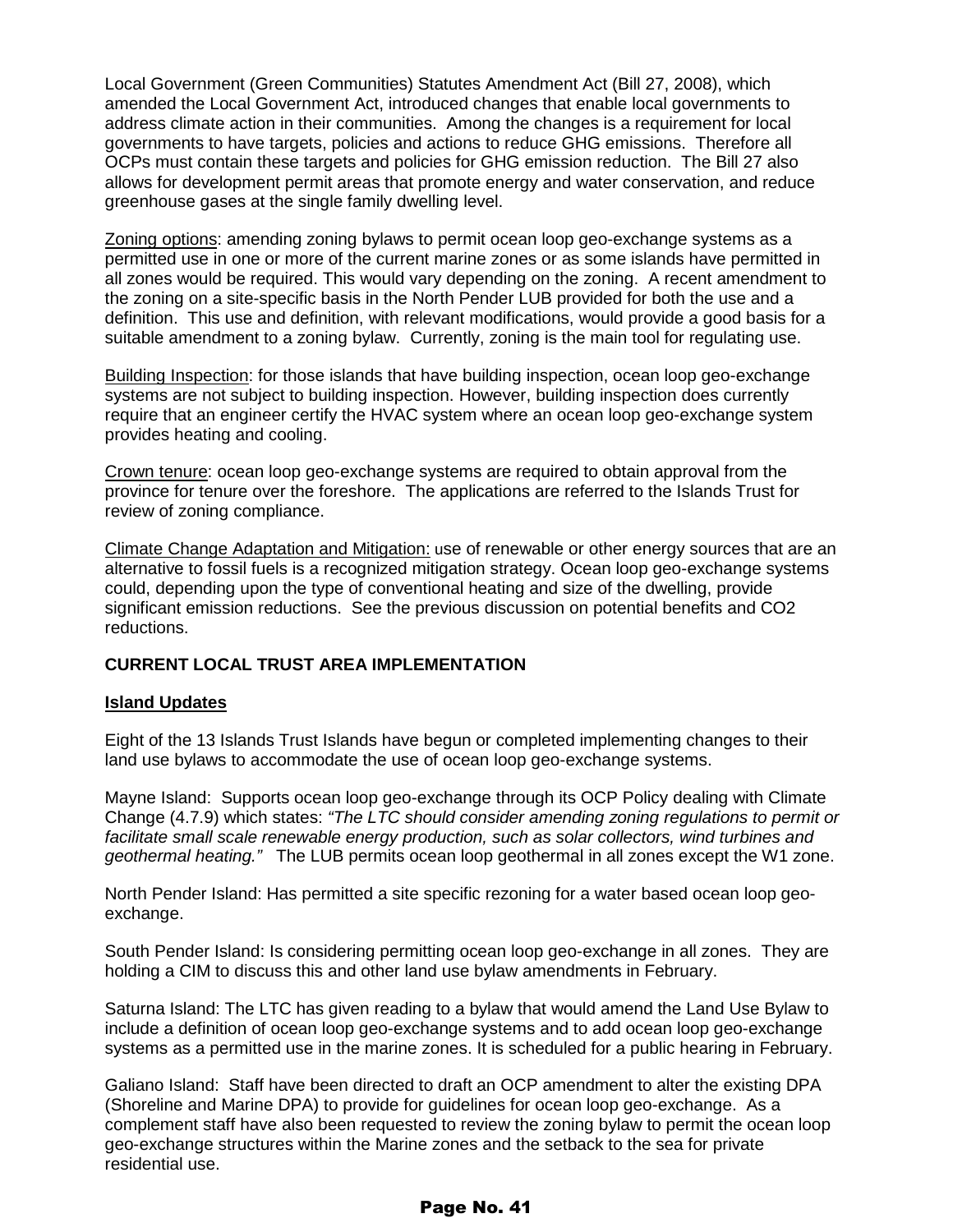Local Government (Green Communities) Statutes Amendment Act (Bill 27, 2008), which amended the Local Government Act, introduced changes that enable local governments to address climate action in their communities. Among the changes is a requirement for local governments to have targets, policies and actions to reduce GHG emissions. Therefore all OCPs must contain these targets and policies for GHG emission reduction. The Bill 27 also allows for development permit areas that promote energy and water conservation, and reduce greenhouse gases at the single family dwelling level.

<u>Zoning options</u>: amending zoning bylaws to permit ocean loop geo-exchange systems as a permitted use in one or more of the current marine zones or as some islands have permitted in all zones would be required. This would vary depending on the zoning. A recent amendment to the zoning on a site-specific basis in the North Pender LUB provided for both the use and a definition. This use and definition, with relevant modifications, would provide a good basis for a suitable amendment to a zoning bylaw. Currently, zoning is the main tool for regulating use.

<u>Building Inspection</u>: for those islands that have building inspection, ocean loop geo-exchange systems are not subject to building inspection. However, building inspection does currently require that an engineer certify the HVAC system where an ocean loop geo-exchange system provides heating and cooling.

<u>Crown tenure</u>: ocean loop geo-exchange systems are required to obtain approval from the province for tenure over the foreshore. The applications are referred to the Islands Trust for review of zoning compliance.

<u>Climate Change Adaptation and Mitigation:</u> use of renewable or other energy sources that are an alternative to fossil fuels is a recognized mitigation strategy. Ocean loop geo-exchange systems could, depending upon the type of conventional heating and size of the dwelling, provide significant emission reductions. See the previous discussion on potential benefits and $CO_2$ reductions.

**CURRENT LOCAL TRUST AREA IMPLEMENTATION**

**<u>Island Updates</u>**

Eight of the 13 Islands Trust Islands have begun or completed implementing changes to their land use bylaws to accommodate the use of ocean loop geo-exchange systems.

Mayne Island: Supports ocean loop geo-exchange through its OCP Policy dealing with Climate Change (4.7.9) which states: *"The LTC should consider amending zoning regulations to permit or facilitate small scale renewable energy production, such as solar collectors, wind turbines and geothermal heating."* The LUB permits ocean loop geothermal in all zones except the W1 zone.

North Pender Island: Has permitted a site specific rezoning for a water based ocean loop geo-exchange.

South Pender Island: Is considering permitting ocean loop geo-exchange in all zones. They are holding a CIM to discuss this and other land use bylaw amendments in February.

Saturna Island: The LTC has given reading to a bylaw that would amend the Land Use Bylaw to include a definition of ocean loop geo-exchange systems and to add ocean loop geo-exchange systems as a permitted use in the marine zones. It is scheduled for a public hearing in February.

Galiano Island: Staff have been directed to draft an OCP amendment to alter the existing DPA (Shoreline and Marine DPA) to provide for guidelines for ocean loop geo-exchange. As a complement staff have also been requested to review the zoning bylaw to permit the ocean loop geo-exchange structures within the Marine zones and the setback to the sea for private residential use.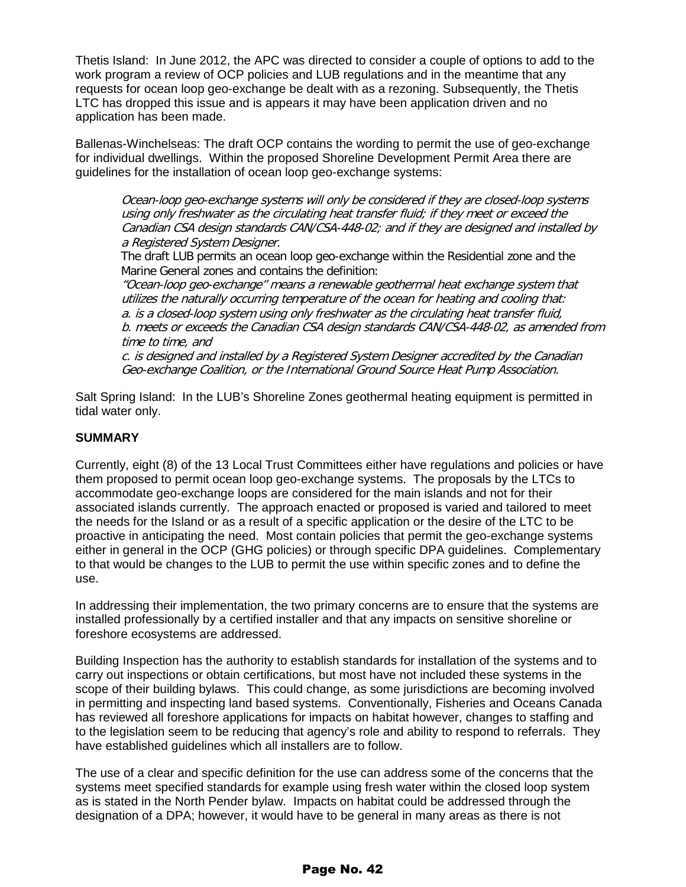Thetis Island: In June 2012, the APC was directed to consider a couple of options to add to the work program a review of OCP policies and LUB regulations and in the meantime that any requests for ocean loop geo-exchange be dealt with as a rezoning. Subsequently, the Thetis LTC has dropped this issue and is appears it may have been application driven and no application has been made.

Ballenas-Winchelseas: The draft OCP contains the wording to permit the use of geo-exchange for individual dwellings. Within the proposed Shoreline Development Permit Area there are guidelines for the installation of ocean loop geo-exchange systems:

> *Ocean-loop geo-exchange systems will only be considered if they are closed-loop systems using only freshwater as the circulating heat transfer fluid; if they meet or exceed the Canadian CSA design standards CAN/CSA-448-02; and if they are designed and installed by a Registered System Designer.*
>
> The draft LUB permits an ocean loop geo-exchange within the Residential zone and the Marine General zones and contains the definition:
>
> *"Ocean-loop geo-exchange" means a renewable geothermal heat exchange system that utilizes the naturally occurring temperature of the ocean for heating and cooling that:*
> *a. is a closed-loop system using only freshwater as the circulating heat transfer fluid,*
> *b. meets or exceeds the Canadian CSA design standards CAN/CSA-448-02, as amended from time to time, and*
> *c. is designed and installed by a Registered System Designer accredited by the Canadian Geo-exchange Coalition, or the International Ground Source Heat Pump Association.*

Salt Spring Island: In the LUB's Shoreline Zones geothermal heating equipment is permitted in tidal water only.

**SUMMARY**

Currently, eight (8) of the 13 Local Trust Committees either have regulations and policies or have them proposed to permit ocean loop geo-exchange systems. The proposals by the LTCs to accommodate geo-exchange loops are considered for the main islands and not for their associated islands currently. The approach enacted or proposed is varied and tailored to meet the needs for the Island or as a result of a specific application or the desire of the LTC to be proactive in anticipating the need. Most contain policies that permit the geo-exchange systems either in general in the OCP (GHG policies) or through specific DPA guidelines. Complementary to that would be changes to the LUB to permit the use within specific zones and to define the use.

In addressing their implementation, the two primary concerns are to ensure that the systems are installed professionally by a certified installer and that any impacts on sensitive shoreline or foreshore ecosystems are addressed.

Building Inspection has the authority to establish standards for installation of the systems and to carry out inspections or obtain certifications, but most have not included these systems in the scope of their building bylaws. This could change, as some jurisdictions are becoming involved in permitting and inspecting land based systems. Conventionally, Fisheries and Oceans Canada has reviewed all foreshore applications for impacts on habitat however, changes to staffing and to the legislation seem to be reducing that agency's role and ability to respond to referrals. They have established guidelines which all installers are to follow.

The use of a clear and specific definition for the use can address some of the concerns that the systems meet specified standards for example using fresh water within the closed loop system as is stated in the North Pender bylaw. Impacts on habitat could be addressed through the designation of a DPA; however, it would have to be general in many areas as there is not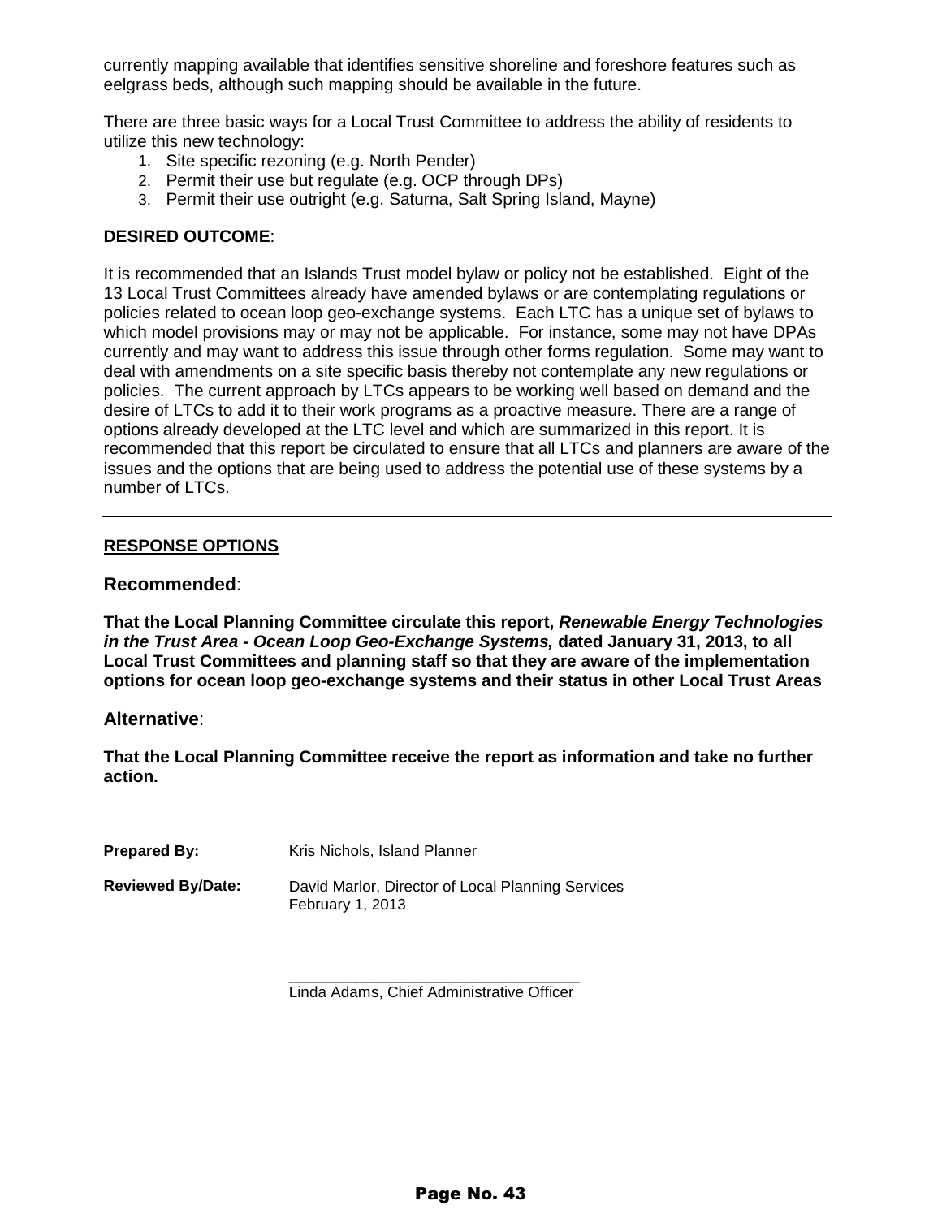currently mapping available that identifies sensitive shoreline and foreshore features such as eelgrass beds, although such mapping should be available in the future.

There are three basic ways for a Local Trust Committee to address the ability of residents to utilize this new technology:

1. Site specific rezoning (e.g. North Pender)
2. Permit their use but regulate (e.g. OCP through DPs)
3. Permit their use outright (e.g. Saturna, Salt Spring Island, Mayne)

**DESIRED OUTCOME**:

It is recommended that an Islands Trust model bylaw or policy not be established. Eight of the 13 Local Trust Committees already have amended bylaws or are contemplating regulations or policies related to ocean loop geo-exchange systems. Each LTC has a unique set of bylaws to which model provisions may or may not be applicable. For instance, some may not have DPAs currently and may want to address this issue through other forms regulation. Some may want to deal with amendments on a site specific basis thereby not contemplate any new regulations or policies. The current approach by LTCs appears to be working well based on demand and the desire of LTCs to add it to their work programs as a proactive measure. There are a range of options already developed at the LTC level and which are summarized in this report. It is recommended that this report be circulated to ensure that all LTCs and planners are aware of the issues and the options that are being used to address the potential use of these systems by a number of LTCs.

---

## RESPONSE OPTIONS

### Recommended:

**That the Local Planning Committee circulate this report, *Renewable Energy Technologies in the Trust Area - Ocean Loop Geo-Exchange Systems,* dated January 31, 2013, to all Local Trust Committees and planning staff so that they are aware of the implementation options for ocean loop geo-exchange systems and their status in other Local Trust Areas**

### Alternative:

**That the Local Planning Committee receive the report as information and take no further action.**

---

**Prepared By:** Kris Nichols, Island Planner

**Reviewed By/Date:** David Marlor, Director of Local Planning Services
February 1, 2013

\_\_\_\_\_\_\_\_\_\_\_\_\_\_\_\_\_\_\_\_\_\_\_\_\_\_\_\_\_\_\_\_\_\_
Linda Adams, Chief Administrative Officer